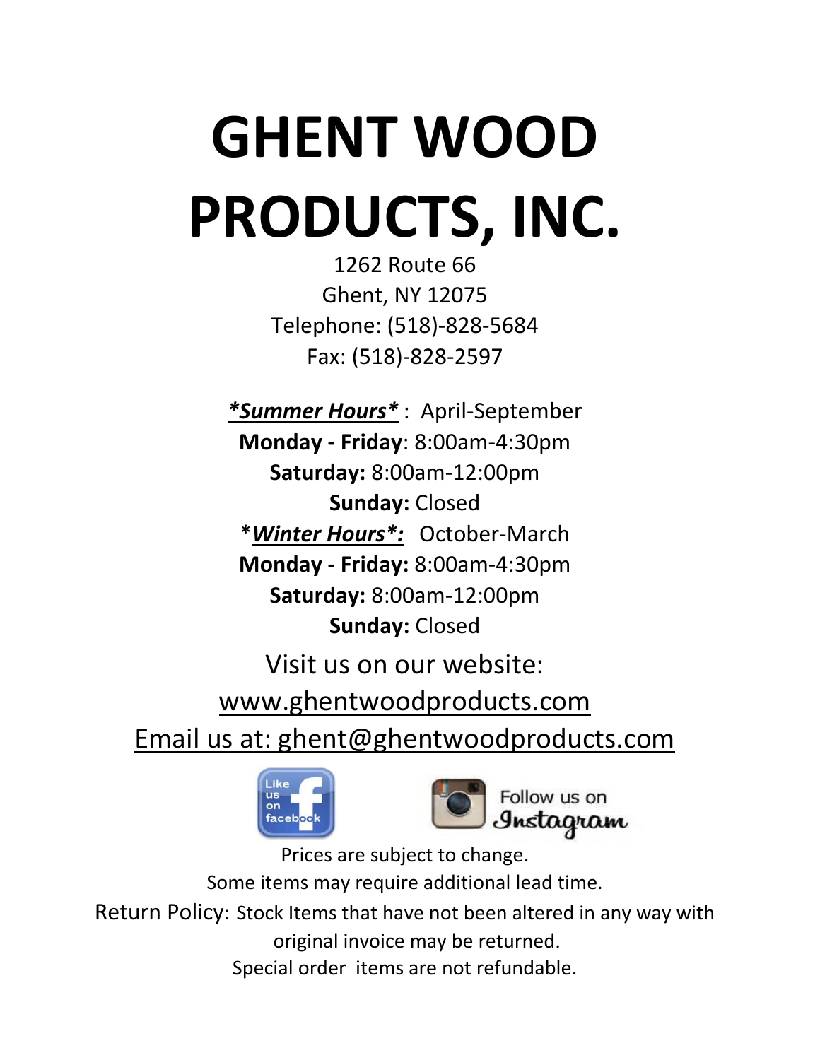# GHENT WOOD PRODUCTS, INC.

1262 Route 66
Ghent, NY 12075
Telephone: (518)-828-5684
Fax: (518)-828-2597

***Summer Hours*** : April-September
**Monday - Friday**: 8:00am-4:30pm
**Saturday:** 8:00am-12:00pm
**Sunday:** Closed

****Winter Hours*:*** October-March
**Monday - Friday:** 8:00am-4:30pm
**Saturday:** 8:00am-12:00pm
**Sunday:** Closed

Visit us on our website:
www.ghentwoodproducts.com

Email us at: ghent@ghentwoodproducts.com

Like us on facebook

Follow us on Instagram

Prices are subject to change.
Some items may require additional lead time.

Return Policy: Stock Items that have not been altered in any way with original invoice may be returned.
Special order items are not refundable.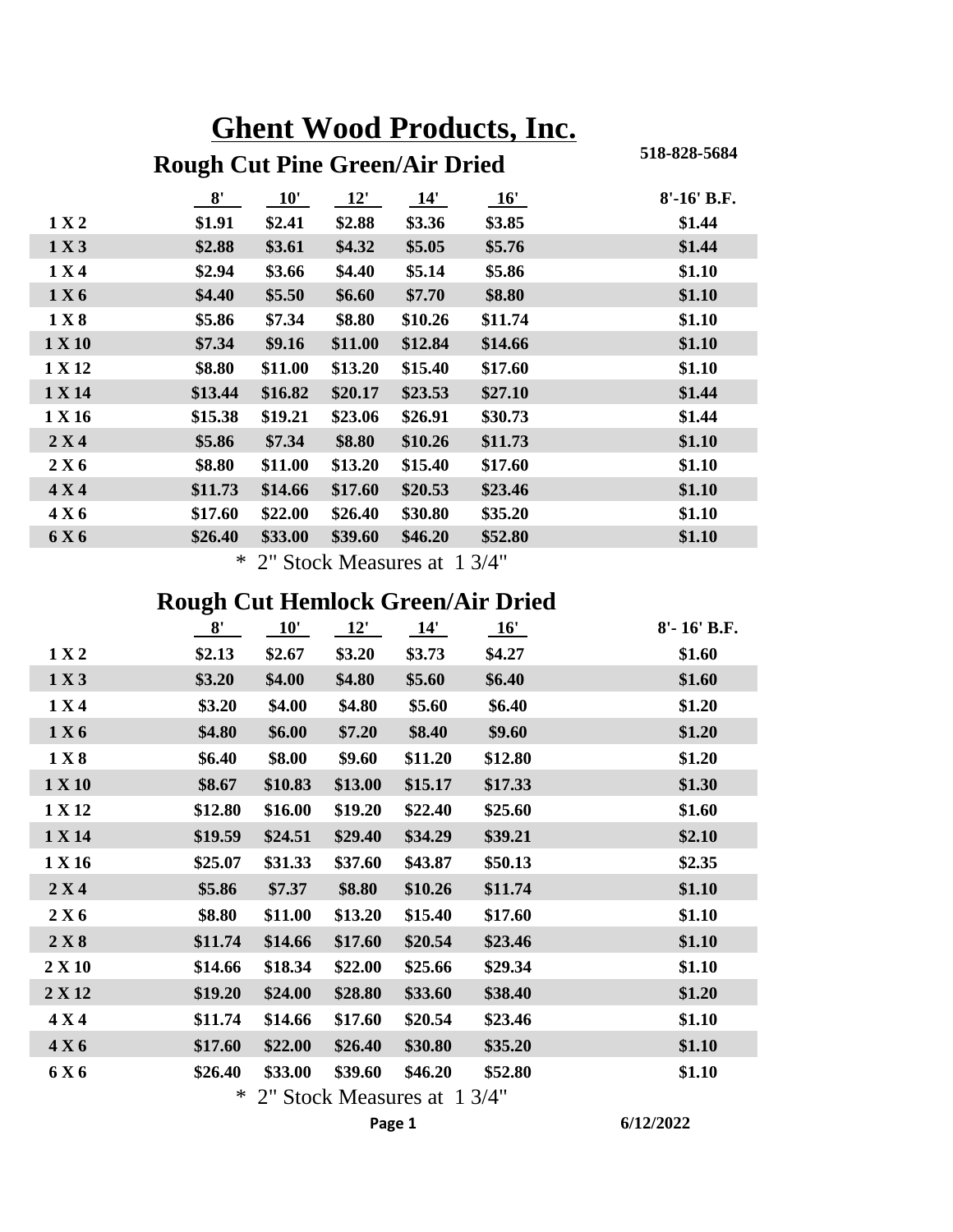# Ghent Wood Products, Inc.

518-828-5684

## Rough Cut Pine Green/Air Dried

| | 8' | 10' | 12' | 14' | 16' | 8'-16' B.F. |
|---|---|---|---|---|---|---|
| 1 X 2 | $1.91 | $2.41 | $2.88 | $3.36 | $3.85 | $1.44 |
| 1 X 3 | $2.88 | $3.61 | $4.32 | $5.05 | $5.76 | $1.44 |
| 1 X 4 | $2.94 | $3.66 | $4.40 | $5.14 | $5.86 | $1.10 |
| 1 X 6 | $4.40 | $5.50 | $6.60 | $7.70 | $8.80 | $1.10 |
| 1 X 8 | $5.86 | $7.34 | $8.80 | $10.26 | $11.74 | $1.10 |
| 1 X 10 | $7.34 | $9.16 | $11.00 | $12.84 | $14.66 | $1.10 |
| 1 X 12 | $8.80 | $11.00 | $13.20 | $15.40 | $17.60 | $1.10 |
| 1 X 14 | $13.44 | $16.82 | $20.17 | $23.53 | $27.10 | $1.44 |
| 1 X 16 | $15.38 | $19.21 | $23.06 | $26.91 | $30.73 | $1.44 |
| 2 X 4 | $5.86 | $7.34 | $8.80 | $10.26 | $11.73 | $1.10 |
| 2 X 6 | $8.80 | $11.00 | $13.20 | $15.40 | $17.60 | $1.10 |
| 4 X 4 | $11.73 | $14.66 | $17.60 | $20.53 | $23.46 | $1.10 |
| 4 X 6 | $17.60 | $22.00 | $26.40 | $30.80 | $35.20 | $1.10 |
| 6 X 6 | $26.40 | $33.00 | $39.60 | $46.20 | $52.80 | $1.10 |

* 2" Stock Measures at 1 3/4"

## Rough Cut Hemlock Green/Air Dried

| | 8' | 10' | 12' | 14' | 16' | 8'- 16' B.F. |
|---|---|---|---|---|---|---|
| 1 X 2 | $2.13 | $2.67 | $3.20 | $3.73 | $4.27 | $1.60 |
| 1 X 3 | $3.20 | $4.00 | $4.80 | $5.60 | $6.40 | $1.60 |
| 1 X 4 | $3.20 | $4.00 | $4.80 | $5.60 | $6.40 | $1.20 |
| 1 X 6 | $4.80 | $6.00 | $7.20 | $8.40 | $9.60 | $1.20 |
| 1 X 8 | $6.40 | $8.00 | $9.60 | $11.20 | $12.80 | $1.20 |
| 1 X 10 | $8.67 | $10.83 | $13.00 | $15.17 | $17.33 | $1.30 |
| 1 X 12 | $12.80 | $16.00 | $19.20 | $22.40 | $25.60 | $1.60 |
| 1 X 14 | $19.59 | $24.51 | $29.40 | $34.29 | $39.21 | $2.10 |
| 1 X 16 | $25.07 | $31.33 | $37.60 | $43.87 | $50.13 | $2.35 |
| 2 X 4 | $5.86 | $7.37 | $8.80 | $10.26 | $11.74 | $1.10 |
| 2 X 6 | $8.80 | $11.00 | $13.20 | $15.40 | $17.60 | $1.10 |
| 2 X 8 | $11.74 | $14.66 | $17.60 | $20.54 | $23.46 | $1.10 |
| 2 X 10 | $14.66 | $18.34 | $22.00 | $25.66 | $29.34 | $1.10 |
| 2 X 12 | $19.20 | $24.00 | $28.80 | $33.60 | $38.40 | $1.20 |
| 4 X 4 | $11.74 | $14.66 | $17.60 | $20.54 | $23.46 | $1.10 |
| 4 X 6 | $17.60 | $22.00 | $26.40 | $30.80 | $35.20 | $1.10 |
| 6 X 6 | $26.40 | $33.00 | $39.60 | $46.20 | $52.80 | $1.10 |

* 2" Stock Measures at 1 3/4"

6/12/2022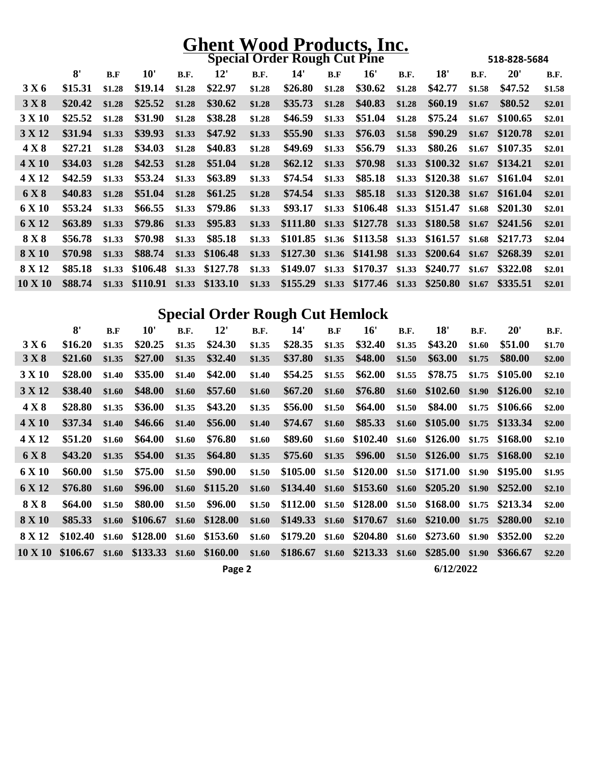# Ghent Wood Products, Inc.

## Special Order Rough Cut Pine

518-828-5684

| | 8' | B.F | 10' | B.F. | 12' | B.F. | 14' | B.F | 16' | B.F. | 18' | B.F. | 20' | B.F. |
|---|---|---|---|---|---|---|---|---|---|---|---|---|---|---|
| 3 X 6 | $15.31 | $1.28 | $19.14 | $1.28 | $22.97 | $1.28 | $26.80 | $1.28 | $30.62 | $1.28 | $42.77 | $1.58 | $47.52 | $1.58 |
| 3 X 8 | $20.42 | $1.28 | $25.52 | $1.28 | $30.62 | $1.28 | $35.73 | $1.28 | $40.83 | $1.28 | $60.19 | $1.67 | $80.52 | $2.01 |
| 3 X 10 | $25.52 | $1.28 | $31.90 | $1.28 | $38.28 | $1.28 | $46.59 | $1.33 | $51.04 | $1.28 | $75.24 | $1.67 | $100.65 | $2.01 |
| 3 X 12 | $31.94 | $1.33 | $39.93 | $1.33 | $47.92 | $1.33 | $55.90 | $1.33 | $76.03 | $1.58 | $90.29 | $1.67 | $120.78 | $2.01 |
| 4 X 8 | $27.21 | $1.28 | $34.03 | $1.28 | $40.83 | $1.28 | $49.69 | $1.33 | $56.79 | $1.33 | $80.26 | $1.67 | $107.35 | $2.01 |
| 4 X 10 | $34.03 | $1.28 | $42.53 | $1.28 | $51.04 | $1.28 | $62.12 | $1.33 | $70.98 | $1.33 | $100.32 | $1.67 | $134.21 | $2.01 |
| 4 X 12 | $42.59 | $1.33 | $53.24 | $1.33 | $63.89 | $1.33 | $74.54 | $1.33 | $85.18 | $1.33 | $120.38 | $1.67 | $161.04 | $2.01 |
| 6 X 8 | $40.83 | $1.28 | $51.04 | $1.28 | $61.25 | $1.28 | $74.54 | $1.33 | $85.18 | $1.33 | $120.38 | $1.67 | $161.04 | $2.01 |
| 6 X 10 | $53.24 | $1.33 | $66.55 | $1.33 | $79.86 | $1.33 | $93.17 | $1.33 | $106.48 | $1.33 | $151.47 | $1.68 | $201.30 | $2.01 |
| 6 X 12 | $63.89 | $1.33 | $79.86 | $1.33 | $95.83 | $1.33 | $111.80 | $1.33 | $127.78 | $1.33 | $180.58 | $1.67 | $241.56 | $2.01 |
| 8 X 8 | $56.78 | $1.33 | $70.98 | $1.33 | $85.18 | $1.33 | $101.85 | $1.36 | $113.58 | $1.33 | $161.57 | $1.68 | $217.73 | $2.04 |
| 8 X 10 | $70.98 | $1.33 | $88.74 | $1.33 | $106.48 | $1.33 | $127.30 | $1.36 | $141.98 | $1.33 | $200.64 | $1.67 | $268.39 | $2.01 |
| 8 X 12 | $85.18 | $1.33 | $106.48 | $1.33 | $127.78 | $1.33 | $149.07 | $1.33 | $170.37 | $1.33 | $240.77 | $1.67 | $322.08 | $2.01 |
| 10 X 10 | $88.74 | $1.33 | $110.91 | $1.33 | $133.10 | $1.33 | $155.29 | $1.33 | $177.46 | $1.33 | $250.80 | $1.67 | $335.51 | $2.01 |

## Special Order Rough Cut Hemlock

| | 8' | B.F | 10' | B.F. | 12' | B.F. | 14' | B.F | 16' | B.F. | 18' | B.F. | 20' | B.F. |
|---|---|---|---|---|---|---|---|---|---|---|---|---|---|---|
| 3 X 6 | $16.20 | $1.35 | $20.25 | $1.35 | $24.30 | $1.35 | $28.35 | $1.35 | $32.40 | $1.35 | $43.20 | $1.60 | $51.00 | $1.70 |
| 3 X 8 | $21.60 | $1.35 | $27.00 | $1.35 | $32.40 | $1.35 | $37.80 | $1.35 | $48.00 | $1.50 | $63.00 | $1.75 | $80.00 | $2.00 |
| 3 X 10 | $28.00 | $1.40 | $35.00 | $1.40 | $42.00 | $1.40 | $54.25 | $1.55 | $62.00 | $1.55 | $78.75 | $1.75 | $105.00 | $2.10 |
| 3 X 12 | $38.40 | $1.60 | $48.00 | $1.60 | $57.60 | $1.60 | $67.20 | $1.60 | $76.80 | $1.60 | $102.60 | $1.90 | $126.00 | $2.10 |
| 4 X 8 | $28.80 | $1.35 | $36.00 | $1.35 | $43.20 | $1.35 | $56.00 | $1.50 | $64.00 | $1.50 | $84.00 | $1.75 | $106.66 | $2.00 |
| 4 X 10 | $37.34 | $1.40 | $46.66 | $1.40 | $56.00 | $1.40 | $74.67 | $1.60 | $85.33 | $1.60 | $105.00 | $1.75 | $133.34 | $2.00 |
| 4 X 12 | $51.20 | $1.60 | $64.00 | $1.60 | $76.80 | $1.60 | $89.60 | $1.60 | $102.40 | $1.60 | $126.00 | $1.75 | $168.00 | $2.10 |
| 6 X 8 | $43.20 | $1.35 | $54.00 | $1.35 | $64.80 | $1.35 | $75.60 | $1.35 | $96.00 | $1.50 | $126.00 | $1.75 | $168.00 | $2.10 |
| 6 X 10 | $60.00 | $1.50 | $75.00 | $1.50 | $90.00 | $1.50 | $105.00 | $1.50 | $120.00 | $1.50 | $171.00 | $1.90 | $195.00 | $1.95 |
| 6 X 12 | $76.80 | $1.60 | $96.00 | $1.60 | $115.20 | $1.60 | $134.40 | $1.60 | $153.60 | $1.60 | $205.20 | $1.90 | $252.00 | $2.10 |
| 8 X 8 | $64.00 | $1.50 | $80.00 | $1.50 | $96.00 | $1.50 | $112.00 | $1.50 | $128.00 | $1.50 | $168.00 | $1.75 | $213.34 | $2.00 |
| 8 X 10 | $85.33 | $1.60 | $106.67 | $1.60 | $128.00 | $1.60 | $149.33 | $1.60 | $170.67 | $1.60 | $210.00 | $1.75 | $280.00 | $2.10 |
| 8 X 12 | $102.40 | $1.60 | $128.00 | $1.60 | $153.60 | $1.60 | $179.20 | $1.60 | $204.80 | $1.60 | $273.60 | $1.90 | $352.00 | $2.20 |
| 10 X 10 | $106.67 | $1.60 | $133.33 | $1.60 | $160.00 | $1.60 | $186.67 | $1.60 | $213.33 | $1.60 | $285.00 | $1.90 | $366.67 | $2.20 |

6/12/2022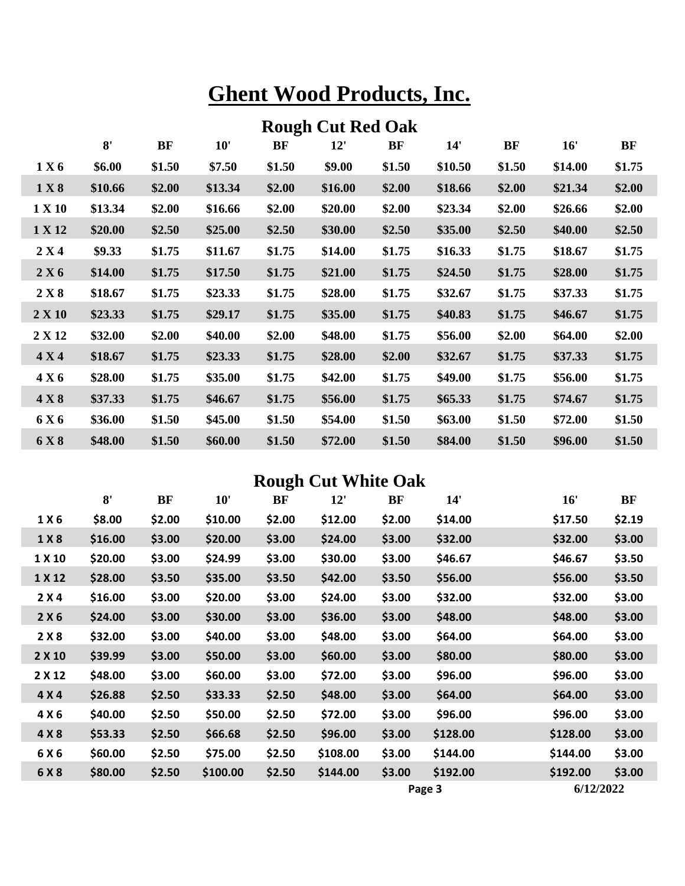# Ghent Wood Products, Inc.

## Rough Cut Red Oak

| | 8' | BF | 10' | BF | 12' | BF | 14' | BF | 16' | BF |
|---|---|---|---|---|---|---|---|---|---|---|
| 1 X 6 | $6.00 | $1.50 | $7.50 | $1.50 | $9.00 | $1.50 | $10.50 | $1.50 | $14.00 | $1.75 |
| 1 X 8 | $10.66 | $2.00 | $13.34 | $2.00 | $16.00 | $2.00 | $18.66 | $2.00 | $21.34 | $2.00 |
| 1 X 10 | $13.34 | $2.00 | $16.66 | $2.00 | $20.00 | $2.00 | $23.34 | $2.00 | $26.66 | $2.00 |
| 1 X 12 | $20.00 | $2.50 | $25.00 | $2.50 | $30.00 | $2.50 | $35.00 | $2.50 | $40.00 | $2.50 |
| 2 X 4 | $9.33 | $1.75 | $11.67 | $1.75 | $14.00 | $1.75 | $16.33 | $1.75 | $18.67 | $1.75 |
| 2 X 6 | $14.00 | $1.75 | $17.50 | $1.75 | $21.00 | $1.75 | $24.50 | $1.75 | $28.00 | $1.75 |
| 2 X 8 | $18.67 | $1.75 | $23.33 | $1.75 | $28.00 | $1.75 | $32.67 | $1.75 | $37.33 | $1.75 |
| 2 X 10 | $23.33 | $1.75 | $29.17 | $1.75 | $35.00 | $1.75 | $40.83 | $1.75 | $46.67 | $1.75 |
| 2 X 12 | $32.00 | $2.00 | $40.00 | $2.00 | $48.00 | $1.75 | $56.00 | $2.00 | $64.00 | $2.00 |
| 4 X 4 | $18.67 | $1.75 | $23.33 | $1.75 | $28.00 | $2.00 | $32.67 | $1.75 | $37.33 | $1.75 |
| 4 X 6 | $28.00 | $1.75 | $35.00 | $1.75 | $42.00 | $1.75 | $49.00 | $1.75 | $56.00 | $1.75 |
| 4 X 8 | $37.33 | $1.75 | $46.67 | $1.75 | $56.00 | $1.75 | $65.33 | $1.75 | $74.67 | $1.75 |
| 6 X 6 | $36.00 | $1.50 | $45.00 | $1.50 | $54.00 | $1.50 | $63.00 | $1.50 | $72.00 | $1.50 |
| 6 X 8 | $48.00 | $1.50 | $60.00 | $1.50 | $72.00 | $1.50 | $84.00 | $1.50 | $96.00 | $1.50 |

## Rough Cut White Oak

| | 8' | BF | 10' | BF | 12' | BF | 14' | 16' | BF |
|---|---|---|---|---|---|---|---|---|---|
| 1 X 6 | $8.00 | $2.00 | $10.00 | $2.00 | $12.00 | $2.00 | $14.00 | $17.50 | $2.19 |
| 1 X 8 | $16.00 | $3.00 | $20.00 | $3.00 | $24.00 | $3.00 | $32.00 | $32.00 | $3.00 |
| 1 X 10 | $20.00 | $3.00 | $24.99 | $3.00 | $30.00 | $3.00 | $46.67 | $46.67 | $3.50 |
| 1 X 12 | $28.00 | $3.50 | $35.00 | $3.50 | $42.00 | $3.50 | $56.00 | $56.00 | $3.50 |
| 2 X 4 | $16.00 | $3.00 | $20.00 | $3.00 | $24.00 | $3.00 | $32.00 | $32.00 | $3.00 |
| 2 X 6 | $24.00 | $3.00 | $30.00 | $3.00 | $36.00 | $3.00 | $48.00 | $48.00 | $3.00 |
| 2 X 8 | $32.00 | $3.00 | $40.00 | $3.00 | $48.00 | $3.00 | $64.00 | $64.00 | $3.00 |
| 2 X 10 | $39.99 | $3.00 | $50.00 | $3.00 | $60.00 | $3.00 | $80.00 | $80.00 | $3.00 |
| 2 X 12 | $48.00 | $3.00 | $60.00 | $3.00 | $72.00 | $3.00 | $96.00 | $96.00 | $3.00 |
| 4 X 4 | $26.88 | $2.50 | $33.33 | $2.50 | $48.00 | $3.00 | $64.00 | $64.00 | $3.00 |
| 4 X 6 | $40.00 | $2.50 | $50.00 | $2.50 | $72.00 | $3.00 | $96.00 | $96.00 | $3.00 |
| 4 X 8 | $53.33 | $2.50 | $66.68 | $2.50 | $96.00 | $3.00 | $128.00 | $128.00 | $3.00 |
| 6 X 6 | $60.00 | $2.50 | $75.00 | $2.50 | $108.00 | $3.00 | $144.00 | $144.00 | $3.00 |
| 6 X 8 | $80.00 | $2.50 | $100.00 | $2.50 | $144.00 | $3.00 | $192.00 | $192.00 | $3.00 |

6/12/2022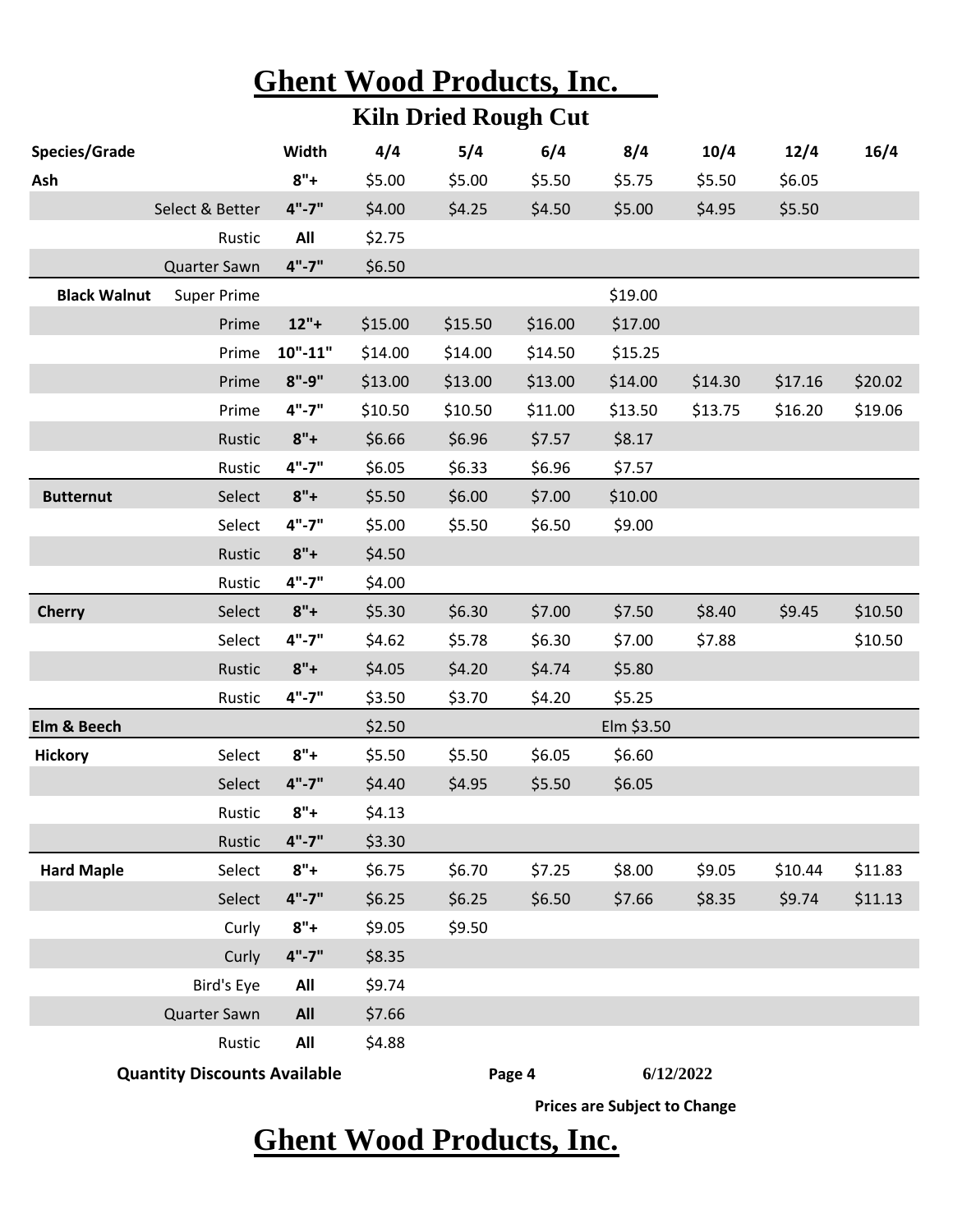# Ghent Wood Products, Inc.

## Kiln Dried Rough Cut

| Species/Grade | | Width | 4/4 | 5/4 | 6/4 | 8/4 | 10/4 | 12/4 | 16/4 |
|---|---|---|---|---|---|---|---|---|---|
| **Ash** | | **8"+** | $5.00 | $5.00 | $5.50 | $5.75 | $5.50 | $6.05 | |
| | Select & Better | **4"-7"** | $4.00 | $4.25 | $4.50 | $5.00 | $4.95 | $5.50 | |
| | Rustic | **All** | $2.75 | | | | | | |
| | Quarter Sawn | **4"-7"** | $6.50 | | | | | | |
| **Black Walnut** | Super Prime | | | | | $19.00 | | | |
| | Prime | **12"+** | $15.00 | $15.50 | $16.00 | $17.00 | | | |
| | Prime | **10"-11"** | $14.00 | $14.00 | $14.50 | $15.25 | | | |
| | Prime | **8"-9"** | $13.00 | $13.00 | $13.00 | $14.00 | $14.30 | $17.16 | $20.02 |
| | Prime | **4"-7"** | $10.50 | $10.50 | $11.00 | $13.50 | $13.75 | $16.20 | $19.06 |
| | Rustic | **8"+** | $6.66 | $6.96 | $7.57 | $8.17 | | | |
| | Rustic | **4"-7"** | $6.05 | $6.33 | $6.96 | $7.57 | | | |
| **Butternut** | Select | **8"+** | $5.50 | $6.00 | $7.00 | $10.00 | | | |
| | Select | **4"-7"** | $5.00 | $5.50 | $6.50 | $9.00 | | | |
| | Rustic | **8"+** | $4.50 | | | | | | |
| | Rustic | **4"-7"** | $4.00 | | | | | | |
| **Cherry** | Select | **8"+** | $5.30 | $6.30 | $7.00 | $7.50 | $8.40 | $9.45 | $10.50 |
| | Select | **4"-7"** | $4.62 | $5.78 | $6.30 | $7.00 | $7.88 | | $10.50 |
| | Rustic | **8"+** | $4.05 | $4.20 | $4.74 | $5.80 | | | |
| | Rustic | **4"-7"** | $3.50 | $3.70 | $4.20 | $5.25 | | | |
| **Elm & Beech** | | | $2.50 | | | Elm $3.50 | | | |
| **Hickory** | Select | **8"+** | $5.50 | $5.50 | $6.05 | $6.60 | | | |
| | Select | **4"-7"** | $4.40 | $4.95 | $5.50 | $6.05 | | | |
| | Rustic | **8"+** | $4.13 | | | | | | |
| | Rustic | **4"-7"** | $3.30 | | | | | | |
| **Hard Maple** | Select | **8"+** | $6.75 | $6.70 | $7.25 | $8.00 | $9.05 | $10.44 | $11.83 |
| | Select | **4"-7"** | $6.25 | $6.25 | $6.50 | $7.66 | $8.35 | $9.74 | $11.13 |
| | Curly | **8"+** | $9.05 | $9.50 | | | | | |
| | Curly | **4"-7"** | $8.35 | | | | | | |
| | Bird's Eye | **All** | $9.74 | | | | | | |
| | Quarter Sawn | **All** | $7.66 | | | | | | |
| | Rustic | **All** | $4.88 | | | | | | |

**Quantity Discounts Available**

**6/12/2022**

**Prices are Subject to Change**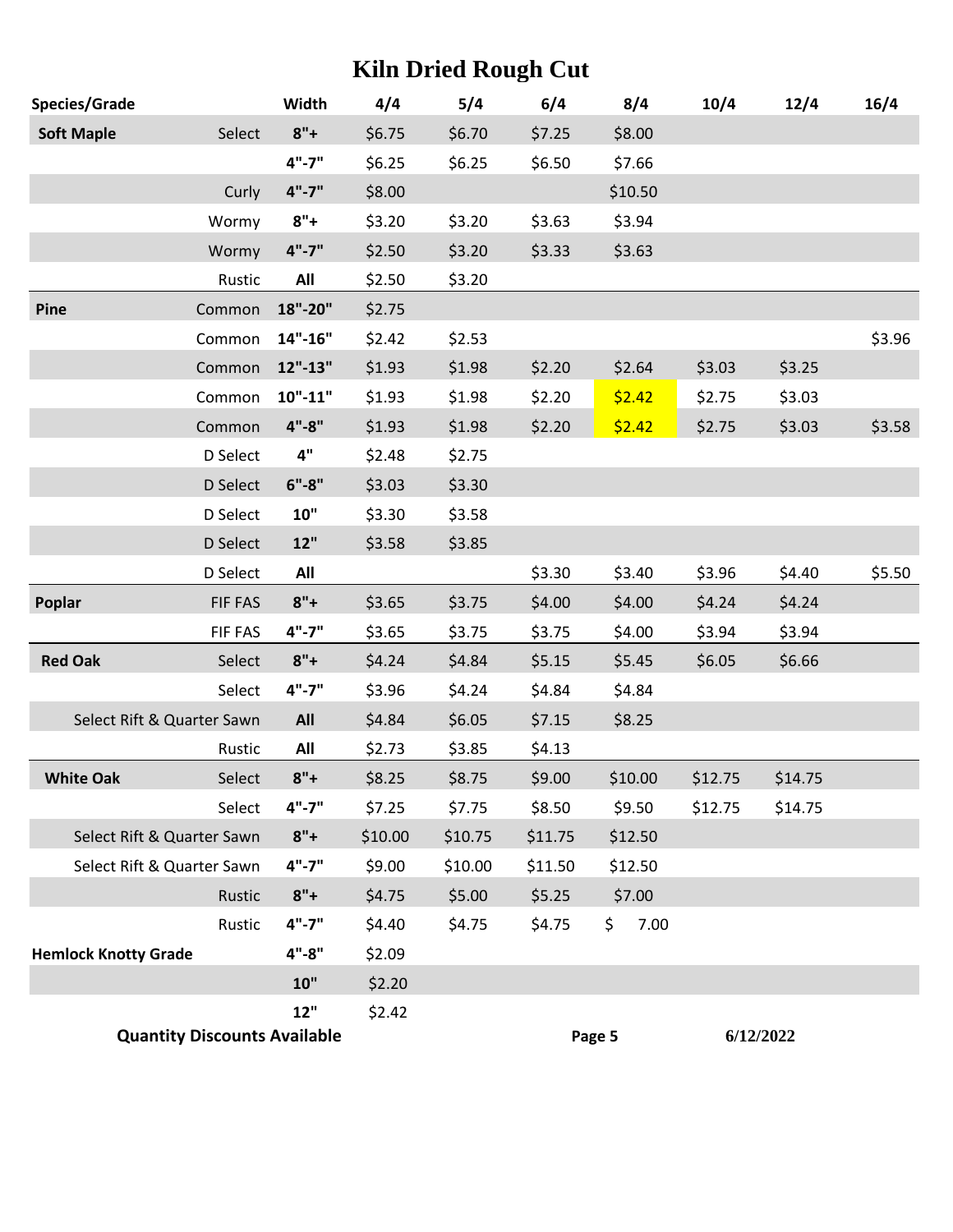# Kiln Dried Rough Cut

| Species/Grade | | Width | 4/4 | 5/4 | 6/4 | 8/4 | 10/4 | 12/4 | 16/4 |
|---|---|---|---|---|---|---|---|---|---|
| **Soft Maple** | Select | **8"+** | $6.75 | $6.70 | $7.25 | $8.00 | | | |
| | | **4"-7"** | $6.25 | $6.25 | $6.50 | $7.66 | | | |
| | Curly | **4"-7"** | $8.00 | | | $10.50 | | | |
| | Wormy | **8"+** | $3.20 | $3.20 | $3.63 | $3.94 | | | |
| | Wormy | **4"-7"** | $2.50 | $3.20 | $3.33 | $3.63 | | | |
| | Rustic | **All** | $2.50 | $3.20 | | | | | |
| **Pine** | Common | **18"-20"** | $2.75 | | | | | | |
| | Common | **14"-16"** | $2.42 | $2.53 | | | | | $3.96 |
| | Common | **12"-13"** | $1.93 | $1.98 | $2.20 | $2.64 | $3.03 | $3.25 | |
| | Common | **10"-11"** | $1.93 | $1.98 | $2.20 | $2.42 | $2.75 | $3.03 | |
| | Common | **4"-8"** | $1.93 | $1.98 | $2.20 | $2.42 | $2.75 | $3.03 | $3.58 |
| | D Select | **4"** | $2.48 | $2.75 | | | | | |
| | D Select | **6"-8"** | $3.03 | $3.30 | | | | | |
| | D Select | **10"** | $3.30 | $3.58 | | | | | |
| | D Select | **12"** | $3.58 | $3.85 | | | | | |
| | D Select | **All** | | | $3.30 | $3.40 | $3.96 | $4.40 | $5.50 |
| **Poplar** | FIF FAS | **8"+** | $3.65 | $3.75 | $4.00 | $4.00 | $4.24 | $4.24 | |
| | FIF FAS | **4"-7"** | $3.65 | $3.75 | $3.75 | $4.00 | $3.94 | $3.94 | |
| **Red Oak** | Select | **8"+** | $4.24 | $4.84 | $5.15 | $5.45 | $6.05 | $6.66 | |
| | Select | **4"-7"** | $3.96 | $4.24 | $4.84 | $4.84 | | | |
| | Select Rift & Quarter Sawn | **All** | $4.84 | $6.05 | $7.15 | $8.25 | | | |
| | Rustic | **All** | $2.73 | $3.85 | $4.13 | | | | |
| **White Oak** | Select | **8"+** | $8.25 | $8.75 | $9.00 | $10.00 | $12.75 | $14.75 | |
| | Select | **4"-7"** | $7.25 | $7.75 | $8.50 | $9.50 | $12.75 | $14.75 | |
| | Select Rift & Quarter Sawn | **8"+** | $10.00 | $10.75 | $11.75 | $12.50 | | | |
| | Select Rift & Quarter Sawn | **4"-7"** | $9.00 | $10.00 | $11.50 | $12.50 | | | |
| | Rustic | **8"+** | $4.75 | $5.00 | $5.25 | $7.00 | | | |
| | Rustic | **4"-7"** | $4.40 | $4.75 | $4.75 | $ 7.00 | | | |
| **Hemlock Knotty Grade** | | **4"-8"** | $2.09 | | | | | | |
| | | **10"** | $2.20 | | | | | | |
| | | **12"** | $2.42 | | | | | | |

**Quantity Discounts Available**

**6/12/2022**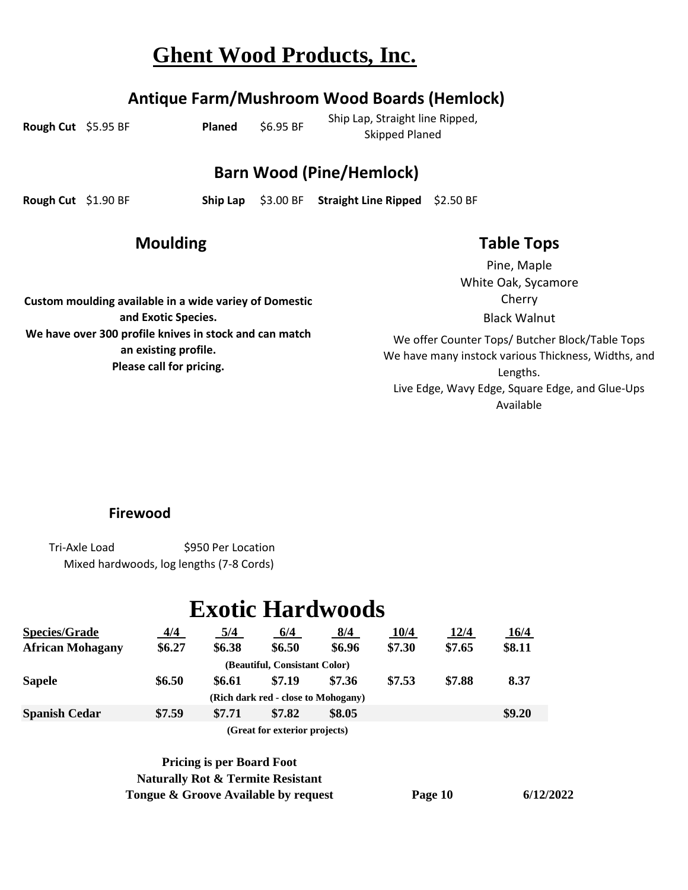# Ghent Wood Products, Inc.

## Antique Farm/Mushroom Wood Boards (Hemlock)

**Rough Cut** $5.95 BF **Planed** $6.95 BF Ship Lap, Straight line Ripped, Skipped Planed

## Barn Wood (Pine/Hemlock)

**Rough Cut** $1.90 BF **Ship Lap** $3.00 BF **Straight Line Ripped** $2.50 BF

## Moulding

**Custom moulding available in a wide variey of Domestic and Exotic Species.**
**We have over 300 profile knives in stock and can match an existing profile.**
**Please call for pricing.**

## Table Tops

Pine, Maple
White Oak, Sycamore
Cherry
Black Walnut

We offer Counter Tops/ Butcher Block/Table Tops
We have many instock various Thickness, Widths, and Lengths.
Live Edge, Wavy Edge, Square Edge, and Glue-Ups Available

### Firewood

Tri-Axle Load $950 Per Location
Mixed hardwoods, log lengths (7-8 Cords)

# Exotic Hardwoods

| Species/Grade | 4/4 | 5/4 | 6/4 | 8/4 | 10/4 | 12/4 | 16/4 |
|---|---|---|---|---|---|---|---|
| **African Mohagany** | **$6.27** | **$6.38** | **$6.50** | **$6.96** | **$7.30** | **$7.65** | **$8.11** |
| | | (Beautiful, Consistant Color) | | | | | |
| **Sapele** | **$6.50** | **$6.61** | **$7.19** | **$7.36** | **$7.53** | **$7.88** | **8.37** |
| | | (Rich dark red - close to Mohogany) | | | | | |
| **Spanish Cedar** | **$7.59** | **$7.71** | **$7.82** | **$8.05** | | | **$9.20** |
| | | (Great for exterior projects) | | | | | |

**Pricing is per Board Foot**
**Naturally Rot & Termite Resistant**
**Tongue & Groove Available by request**

**6/12/2022**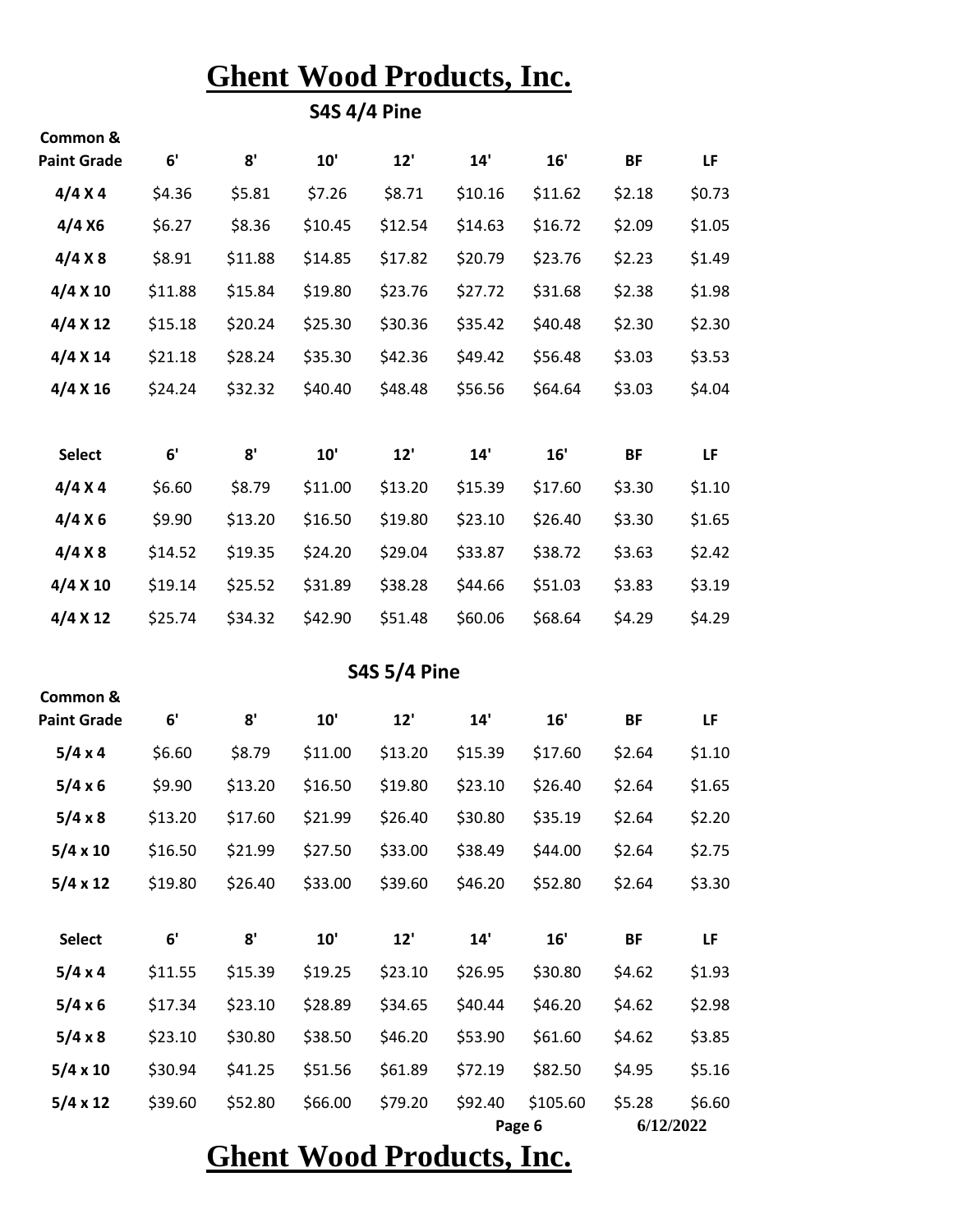# Ghent Wood Products, Inc.

## S4S 4/4 Pine

| Common & Paint Grade | 6' | 8' | 10' | 12' | 14' | 16' | BF | LF |
|---|---|---|---|---|---|---|---|---|
| 4/4 X 4 | $4.36 | $5.81 | $7.26 | $8.71 | $10.16 | $11.62 | $2.18 | $0.73 |
| 4/4 X6 | $6.27 | $8.36 | $10.45 | $12.54 | $14.63 | $16.72 | $2.09 | $1.05 |
| 4/4 X 8 | $8.91 | $11.88 | $14.85 | $17.82 | $20.79 | $23.76 | $2.23 | $1.49 |
| 4/4 X 10 | $11.88 | $15.84 | $19.80 | $23.76 | $27.72 | $31.68 | $2.38 | $1.98 |
| 4/4 X 12 | $15.18 | $20.24 | $25.30 | $30.36 | $35.42 | $40.48 | $2.30 | $2.30 |
| 4/4 X 14 | $21.18 | $28.24 | $35.30 | $42.36 | $49.42 | $56.48 | $3.03 | $3.53 |
| 4/4 X 16 | $24.24 | $32.32 | $40.40 | $48.48 | $56.56 | $64.64 | $3.03 | $4.04 |

| Select | 6' | 8' | 10' | 12' | 14' | 16' | BF | LF |
|---|---|---|---|---|---|---|---|---|
| 4/4 X 4 | $6.60 | $8.79 | $11.00 | $13.20 | $15.39 | $17.60 | $3.30 | $1.10 |
| 4/4 X 6 | $9.90 | $13.20 | $16.50 | $19.80 | $23.10 | $26.40 | $3.30 | $1.65 |
| 4/4 X 8 | $14.52 | $19.35 | $24.20 | $29.04 | $33.87 | $38.72 | $3.63 | $2.42 |
| 4/4 X 10 | $19.14 | $25.52 | $31.89 | $38.28 | $44.66 | $51.03 | $3.83 | $3.19 |
| 4/4 X 12 | $25.74 | $34.32 | $42.90 | $51.48 | $60.06 | $68.64 | $4.29 | $4.29 |

## S4S 5/4 Pine

| Common & Paint Grade | 6' | 8' | 10' | 12' | 14' | 16' | BF | LF |
|---|---|---|---|---|---|---|---|---|
| 5/4 x 4 | $6.60 | $8.79 | $11.00 | $13.20 | $15.39 | $17.60 | $2.64 | $1.10 |
| 5/4 x 6 | $9.90 | $13.20 | $16.50 | $19.80 | $23.10 | $26.40 | $2.64 | $1.65 |
| 5/4 x 8 | $13.20 | $17.60 | $21.99 | $26.40 | $30.80 | $35.19 | $2.64 | $2.20 |
| 5/4 x 10 | $16.50 | $21.99 | $27.50 | $33.00 | $38.49 | $44.00 | $2.64 | $2.75 |
| 5/4 x 12 | $19.80 | $26.40 | $33.00 | $39.60 | $46.20 | $52.80 | $2.64 | $3.30 |

| Select | 6' | 8' | 10' | 12' | 14' | 16' | BF | LF |
|---|---|---|---|---|---|---|---|---|
| 5/4 x 4 | $11.55 | $15.39 | $19.25 | $23.10 | $26.95 | $30.80 | $4.62 | $1.93 |
| 5/4 x 6 | $17.34 | $23.10 | $28.89 | $34.65 | $40.44 | $46.20 | $4.62 | $2.98 |
| 5/4 x 8 | $23.10 | $30.80 | $38.50 | $46.20 | $53.90 | $61.60 | $4.62 | $3.85 |
| 5/4 x 10 | $30.94 | $41.25 | $51.56 | $61.89 | $72.19 | $82.50 | $4.95 | $5.16 |
| 5/4 x 12 | $39.60 | $52.80 | $66.00 | $79.20 | $92.40 | $105.60 | $5.28 | $6.60 |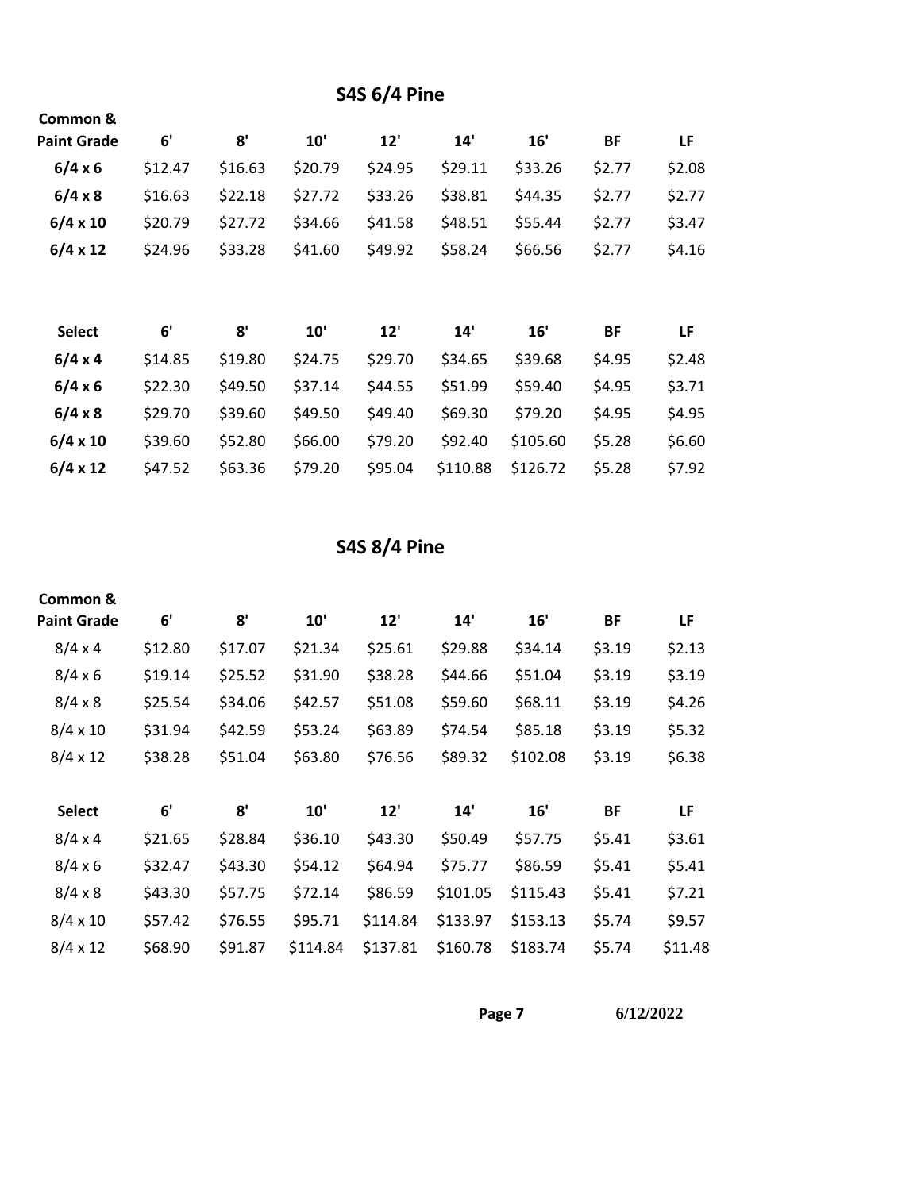## S4S 6/4 Pine

| Common & Paint Grade | 6' | 8' | 10' | 12' | 14' | 16' | BF | LF |
|---|---|---|---|---|---|---|---|---|
| **6/4 x 6** | $12.47 | $16.63 | $20.79 | $24.95 | $29.11 | $33.26 | $2.77 | $2.08 |
| **6/4 x 8** | $16.63 | $22.18 | $27.72 | $33.26 | $38.81 | $44.35 | $2.77 | $2.77 |
| **6/4 x 10** | $20.79 | $27.72 | $34.66 | $41.58 | $48.51 | $55.44 | $2.77 | $3.47 |
| **6/4 x 12** | $24.96 | $33.28 | $41.60 | $49.92 | $58.24 | $66.56 | $2.77 | $4.16 |

| Select | 6' | 8' | 10' | 12' | 14' | 16' | BF | LF |
|---|---|---|---|---|---|---|---|---|
| **6/4 x 4** | $14.85 | $19.80 | $24.75 | $29.70 | $34.65 | $39.68 | $4.95 | $2.48 |
| **6/4 x 6** | $22.30 | $49.50 | $37.14 | $44.55 | $51.99 | $59.40 | $4.95 | $3.71 |
| **6/4 x 8** | $29.70 | $39.60 | $49.50 | $49.40 | $69.30 | $79.20 | $4.95 | $4.95 |
| **6/4 x 10** | $39.60 | $52.80 | $66.00 | $79.20 | $92.40 | $105.60 | $5.28 | $6.60 |
| **6/4 x 12** | $47.52 | $63.36 | $79.20 | $95.04 | $110.88 | $126.72 | $5.28 | $7.92 |

## S4S 8/4 Pine

| Common & Paint Grade | 6' | 8' | 10' | 12' | 14' | 16' | BF | LF |
|---|---|---|---|---|---|---|---|---|
| 8/4 x 4 | $12.80 | $17.07 | $21.34 | $25.61 | $29.88 | $34.14 | $3.19 | $2.13 |
| 8/4 x 6 | $19.14 | $25.52 | $31.90 | $38.28 | $44.66 | $51.04 | $3.19 | $3.19 |
| 8/4 x 8 | $25.54 | $34.06 | $42.57 | $51.08 | $59.60 | $68.11 | $3.19 | $4.26 |
| 8/4 x 10 | $31.94 | $42.59 | $53.24 | $63.89 | $74.54 | $85.18 | $3.19 | $5.32 |
| 8/4 x 12 | $38.28 | $51.04 | $63.80 | $76.56 | $89.32 | $102.08 | $3.19 | $6.38 |

| Select | 6' | 8' | 10' | 12' | 14' | 16' | BF | LF |
|---|---|---|---|---|---|---|---|---|
| 8/4 x 4 | $21.65 | $28.84 | $36.10 | $43.30 | $50.49 | $57.75 | $5.41 | $3.61 |
| 8/4 x 6 | $32.47 | $43.30 | $54.12 | $64.94 | $75.77 | $86.59 | $5.41 | $5.41 |
| 8/4 x 8 | $43.30 | $57.75 | $72.14 | $86.59 | $101.05 | $115.43 | $5.41 | $7.21 |
| 8/4 x 10 | $57.42 | $76.55 | $95.71 | $114.84 | $133.97 | $153.13 | $5.74 | $9.57 |
| 8/4 x 12 | $68.90 | $91.87 | $114.84 | $137.81 | $160.78 | $183.74 | $5.74 | $11.48 |

6/12/2022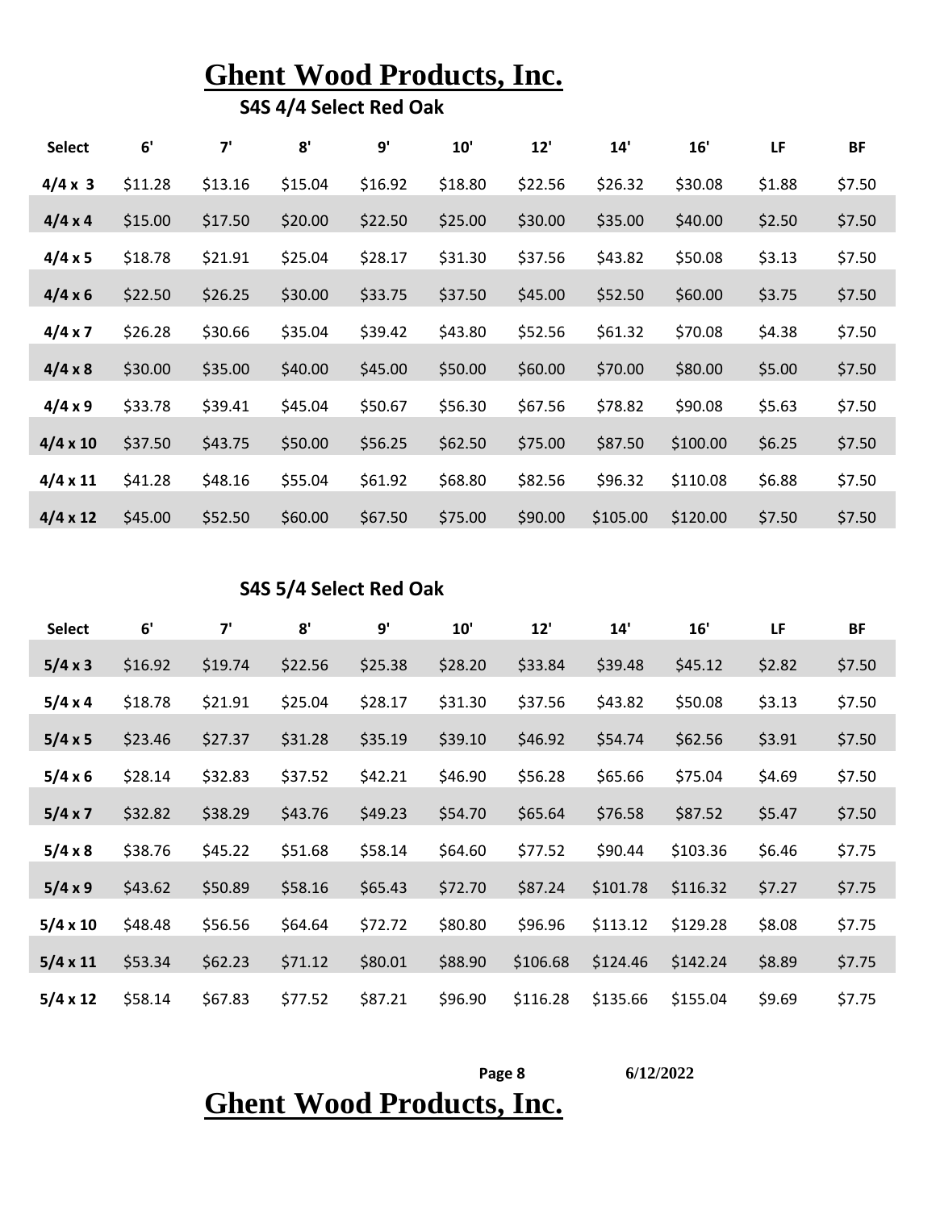# Ghent Wood Products, Inc.

## S4S 4/4 Select Red Oak

| Select | 6' | 7' | 8' | 9' | 10' | 12' | 14' | 16' | LF | BF |
|---|---|---|---|---|---|---|---|---|---|---|
| 4/4 x 3 | $11.28 | $13.16 | $15.04 | $16.92 | $18.80 | $22.56 | $26.32 | $30.08 | $1.88 | $7.50 |
| 4/4 x 4 | $15.00 | $17.50 | $20.00 | $22.50 | $25.00 | $30.00 | $35.00 | $40.00 | $2.50 | $7.50 |
| 4/4 x 5 | $18.78 | $21.91 | $25.04 | $28.17 | $31.30 | $37.56 | $43.82 | $50.08 | $3.13 | $7.50 |
| 4/4 x 6 | $22.50 | $26.25 | $30.00 | $33.75 | $37.50 | $45.00 | $52.50 | $60.00 | $3.75 | $7.50 |
| 4/4 x 7 | $26.28 | $30.66 | $35.04 | $39.42 | $43.80 | $52.56 | $61.32 | $70.08 | $4.38 | $7.50 |
| 4/4 x 8 | $30.00 | $35.00 | $40.00 | $45.00 | $50.00 | $60.00 | $70.00 | $80.00 | $5.00 | $7.50 |
| 4/4 x 9 | $33.78 | $39.41 | $45.04 | $50.67 | $56.30 | $67.56 | $78.82 | $90.08 | $5.63 | $7.50 |
| 4/4 x 10 | $37.50 | $43.75 | $50.00 | $56.25 | $62.50 | $75.00 | $87.50 | $100.00 | $6.25 | $7.50 |
| 4/4 x 11 | $41.28 | $48.16 | $55.04 | $61.92 | $68.80 | $82.56 | $96.32 | $110.08 | $6.88 | $7.50 |
| 4/4 x 12 | $45.00 | $52.50 | $60.00 | $67.50 | $75.00 | $90.00 | $105.00 | $120.00 | $7.50 | $7.50 |

## S4S 5/4 Select Red Oak

| Select | 6' | 7' | 8' | 9' | 10' | 12' | 14' | 16' | LF | BF |
|---|---|---|---|---|---|---|---|---|---|---|
| 5/4 x 3 | $16.92 | $19.74 | $22.56 | $25.38 | $28.20 | $33.84 | $39.48 | $45.12 | $2.82 | $7.50 |
| 5/4 x 4 | $18.78 | $21.91 | $25.04 | $28.17 | $31.30 | $37.56 | $43.82 | $50.08 | $3.13 | $7.50 |
| 5/4 x 5 | $23.46 | $27.37 | $31.28 | $35.19 | $39.10 | $46.92 | $54.74 | $62.56 | $3.91 | $7.50 |
| 5/4 x 6 | $28.14 | $32.83 | $37.52 | $42.21 | $46.90 | $56.28 | $65.66 | $75.04 | $4.69 | $7.50 |
| 5/4 x 7 | $32.82 | $38.29 | $43.76 | $49.23 | $54.70 | $65.64 | $76.58 | $87.52 | $5.47 | $7.50 |
| 5/4 x 8 | $38.76 | $45.22 | $51.68 | $58.14 | $64.60 | $77.52 | $90.44 | $103.36 | $6.46 | $7.75 |
| 5/4 x 9 | $43.62 | $50.89 | $58.16 | $65.43 | $72.70 | $87.24 | $101.78 | $116.32 | $7.27 | $7.75 |
| 5/4 x 10 | $48.48 | $56.56 | $64.64 | $72.72 | $80.80 | $96.96 | $113.12 | $129.28 | $8.08 | $7.75 |
| 5/4 x 11 | $53.34 | $62.23 | $71.12 | $80.01 | $88.90 | $106.68 | $124.46 | $142.24 | $8.89 | $7.75 |
| 5/4 x 12 | $58.14 | $67.83 | $77.52 | $87.21 | $96.90 | $116.28 | $135.66 | $155.04 | $9.69 | $7.75 |

6/12/2022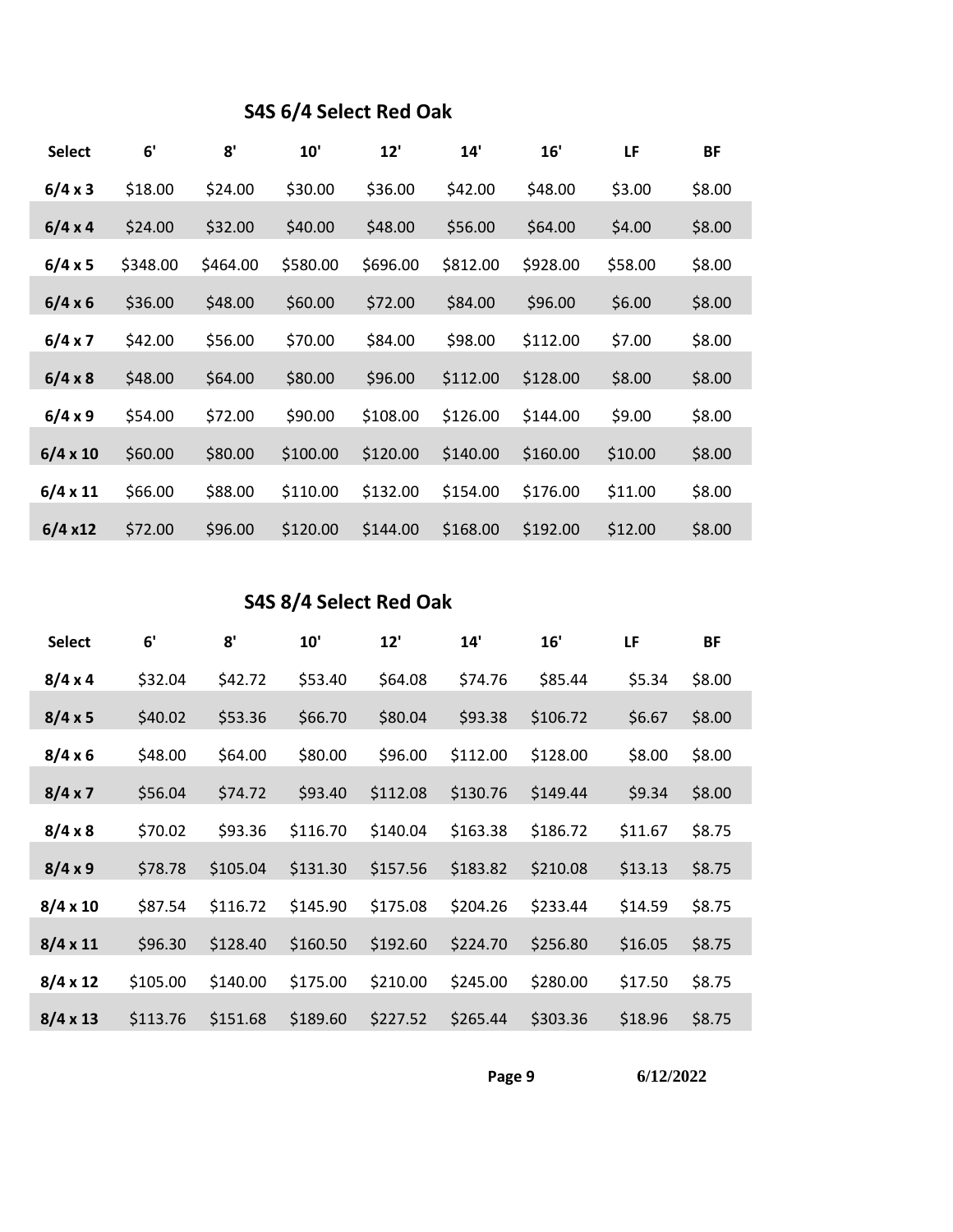## S4S 6/4 Select Red Oak

| Select | 6' | 8' | 10' | 12' | 14' | 16' | LF | BF |
|---|---|---|---|---|---|---|---|---|
| 6/4 x 3 | $18.00 | $24.00 | $30.00 | $36.00 | $42.00 | $48.00 | $3.00 | $8.00 |
| 6/4 x 4 | $24.00 | $32.00 | $40.00 | $48.00 | $56.00 | $64.00 | $4.00 | $8.00 |
| 6/4 x 5 | $348.00 | $464.00 | $580.00 | $696.00 | $812.00 | $928.00 | $58.00 | $8.00 |
| 6/4 x 6 | $36.00 | $48.00 | $60.00 | $72.00 | $84.00 | $96.00 | $6.00 | $8.00 |
| 6/4 x 7 | $42.00 | $56.00 | $70.00 | $84.00 | $98.00 | $112.00 | $7.00 | $8.00 |
| 6/4 x 8 | $48.00 | $64.00 | $80.00 | $96.00 | $112.00 | $128.00 | $8.00 | $8.00 |
| 6/4 x 9 | $54.00 | $72.00 | $90.00 | $108.00 | $126.00 | $144.00 | $9.00 | $8.00 |
| 6/4 x 10 | $60.00 | $80.00 | $100.00 | $120.00 | $140.00 | $160.00 | $10.00 | $8.00 |
| 6/4 x 11 | $66.00 | $88.00 | $110.00 | $132.00 | $154.00 | $176.00 | $11.00 | $8.00 |
| 6/4 x12 | $72.00 | $96.00 | $120.00 | $144.00 | $168.00 | $192.00 | $12.00 | $8.00 |

## S4S 8/4 Select Red Oak

| Select | 6' | 8' | 10' | 12' | 14' | 16' | LF | BF |
|---|---|---|---|---|---|---|---|---|
| 8/4 x 4 | $32.04 | $42.72 | $53.40 | $64.08 | $74.76 | $85.44 | $5.34 | $8.00 |
| 8/4 x 5 | $40.02 | $53.36 | $66.70 | $80.04 | $93.38 | $106.72 | $6.67 | $8.00 |
| 8/4 x 6 | $48.00 | $64.00 | $80.00 | $96.00 | $112.00 | $128.00 | $8.00 | $8.00 |
| 8/4 x 7 | $56.04 | $74.72 | $93.40 | $112.08 | $130.76 | $149.44 | $9.34 | $8.00 |
| 8/4 x 8 | $70.02 | $93.36 | $116.70 | $140.04 | $163.38 | $186.72 | $11.67 | $8.75 |
| 8/4 x 9 | $78.78 | $105.04 | $131.30 | $157.56 | $183.82 | $210.08 | $13.13 | $8.75 |
| 8/4 x 10 | $87.54 | $116.72 | $145.90 | $175.08 | $204.26 | $233.44 | $14.59 | $8.75 |
| 8/4 x 11 | $96.30 | $128.40 | $160.50 | $192.60 | $224.70 | $256.80 | $16.05 | $8.75 |
| 8/4 x 12 | $105.00 | $140.00 | $175.00 | $210.00 | $245.00 | $280.00 | $17.50 | $8.75 |
| 8/4 x 13 | $113.76 | $151.68 | $189.60 | $227.52 | $265.44 | $303.36 | $18.96 | $8.75 |

6/12/2022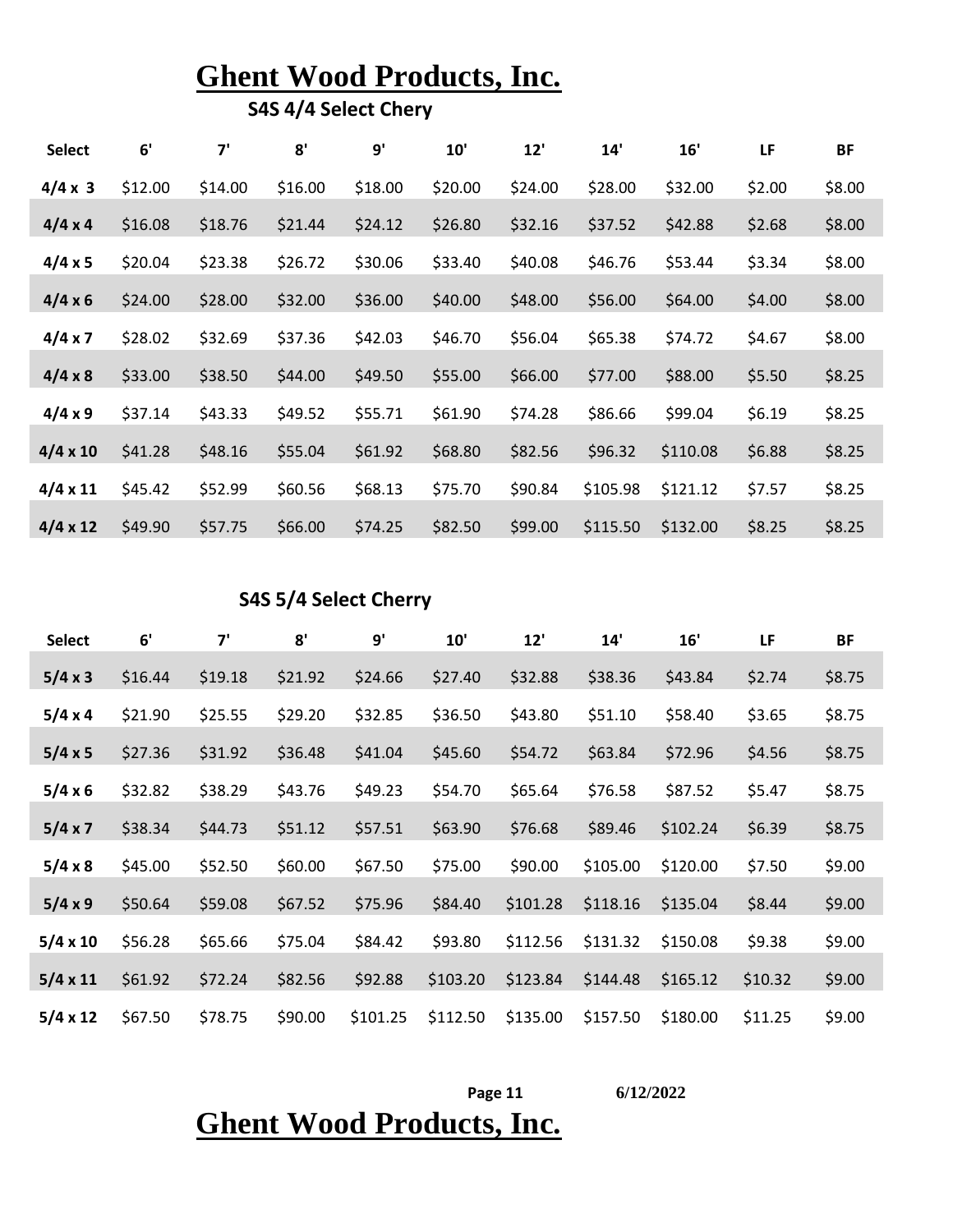# Ghent Wood Products, Inc.

## S4S 4/4 Select Chery

| Select | 6' | 7' | 8' | 9' | 10' | 12' | 14' | 16' | LF | BF |
|---|---|---|---|---|---|---|---|---|---|---|
| 4/4 x 3 | $12.00 | $14.00 | $16.00 | $18.00 | $20.00 | $24.00 | $28.00 | $32.00 | $2.00 | $8.00 |
| 4/4 x 4 | $16.08 | $18.76 | $21.44 | $24.12 | $26.80 | $32.16 | $37.52 | $42.88 | $2.68 | $8.00 |
| 4/4 x 5 | $20.04 | $23.38 | $26.72 | $30.06 | $33.40 | $40.08 | $46.76 | $53.44 | $3.34 | $8.00 |
| 4/4 x 6 | $24.00 | $28.00 | $32.00 | $36.00 | $40.00 | $48.00 | $56.00 | $64.00 | $4.00 | $8.00 |
| 4/4 x 7 | $28.02 | $32.69 | $37.36 | $42.03 | $46.70 | $56.04 | $65.38 | $74.72 | $4.67 | $8.00 |
| 4/4 x 8 | $33.00 | $38.50 | $44.00 | $49.50 | $55.00 | $66.00 | $77.00 | $88.00 | $5.50 | $8.25 |
| 4/4 x 9 | $37.14 | $43.33 | $49.52 | $55.71 | $61.90 | $74.28 | $86.66 | $99.04 | $6.19 | $8.25 |
| 4/4 x 10 | $41.28 | $48.16 | $55.04 | $61.92 | $68.80 | $82.56 | $96.32 | $110.08 | $6.88 | $8.25 |
| 4/4 x 11 | $45.42 | $52.99 | $60.56 | $68.13 | $75.70 | $90.84 | $105.98 | $121.12 | $7.57 | $8.25 |
| 4/4 x 12 | $49.90 | $57.75 | $66.00 | $74.25 | $82.50 | $99.00 | $115.50 | $132.00 | $8.25 | $8.25 |

## S4S 5/4 Select Cherry

| Select | 6' | 7' | 8' | 9' | 10' | 12' | 14' | 16' | LF | BF |
|---|---|---|---|---|---|---|---|---|---|---|
| 5/4 x 3 | $16.44 | $19.18 | $21.92 | $24.66 | $27.40 | $32.88 | $38.36 | $43.84 | $2.74 | $8.75 |
| 5/4 x 4 | $21.90 | $25.55 | $29.20 | $32.85 | $36.50 | $43.80 | $51.10 | $58.40 | $3.65 | $8.75 |
| 5/4 x 5 | $27.36 | $31.92 | $36.48 | $41.04 | $45.60 | $54.72 | $63.84 | $72.96 | $4.56 | $8.75 |
| 5/4 x 6 | $32.82 | $38.29 | $43.76 | $49.23 | $54.70 | $65.64 | $76.58 | $87.52 | $5.47 | $8.75 |
| 5/4 x 7 | $38.34 | $44.73 | $51.12 | $57.51 | $63.90 | $76.68 | $89.46 | $102.24 | $6.39 | $8.75 |
| 5/4 x 8 | $45.00 | $52.50 | $60.00 | $67.50 | $75.00 | $90.00 | $105.00 | $120.00 | $7.50 | $9.00 |
| 5/4 x 9 | $50.64 | $59.08 | $67.52 | $75.96 | $84.40 | $101.28 | $118.16 | $135.04 | $8.44 | $9.00 |
| 5/4 x 10 | $56.28 | $65.66 | $75.04 | $84.42 | $93.80 | $112.56 | $131.32 | $150.08 | $9.38 | $9.00 |
| 5/4 x 11 | $61.92 | $72.24 | $82.56 | $92.88 | $103.20 | $123.84 | $144.48 | $165.12 | $10.32 | $9.00 |
| 5/4 x 12 | $67.50 | $78.75 | $90.00 | $101.25 | $112.50 | $135.00 | $157.50 | $180.00 | $11.25 | $9.00 |

6/12/2022

# Ghent Wood Products, Inc.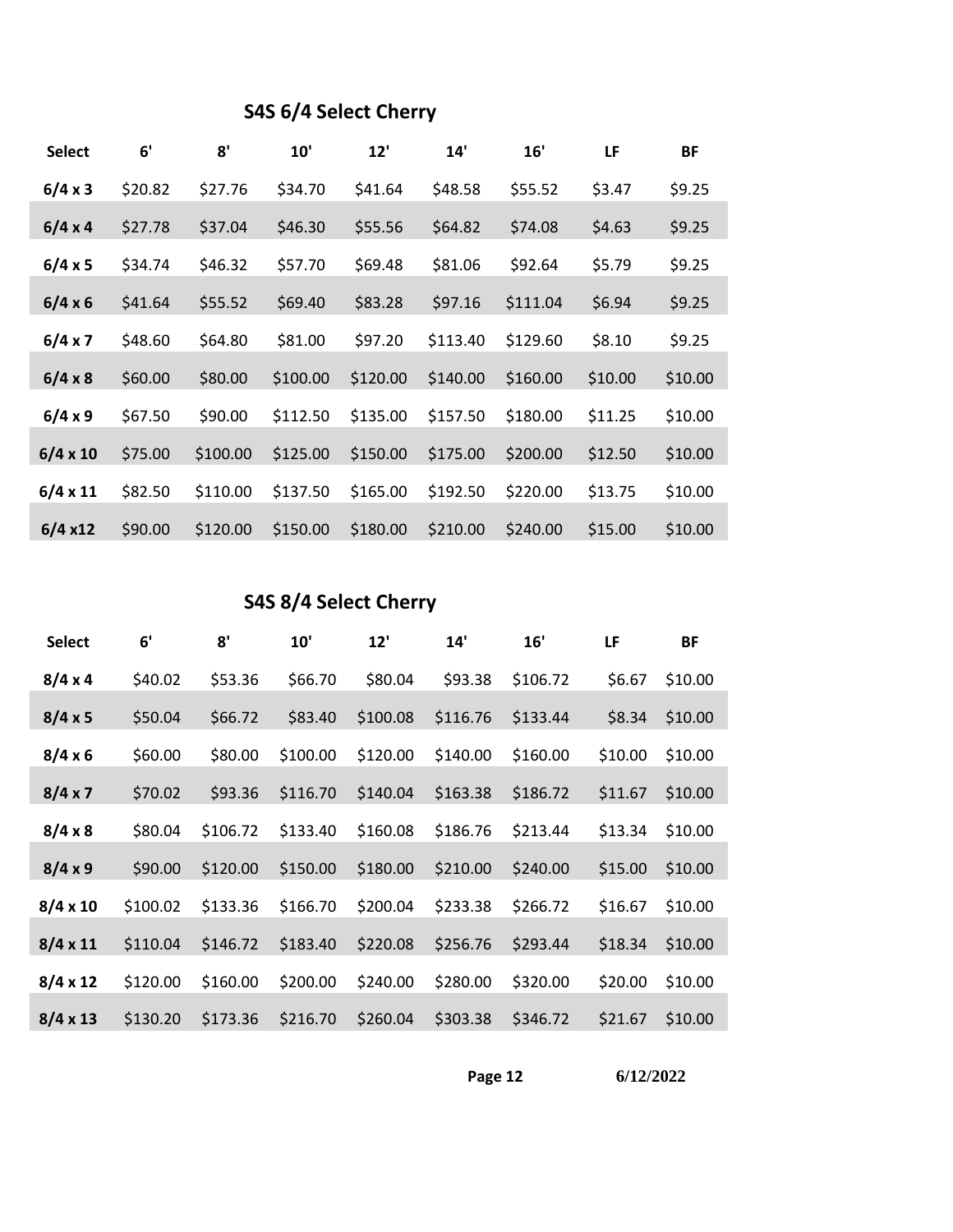## S4S 6/4 Select Cherry

| Select | 6' | 8' | 10' | 12' | 14' | 16' | LF | BF |
|---|---|---|---|---|---|---|---|---|
| 6/4 x 3 | $20.82 | $27.76 | $34.70 | $41.64 | $48.58 | $55.52 | $3.47 | $9.25 |
| 6/4 x 4 | $27.78 | $37.04 | $46.30 | $55.56 | $64.82 | $74.08 | $4.63 | $9.25 |
| 6/4 x 5 | $34.74 | $46.32 | $57.70 | $69.48 | $81.06 | $92.64 | $5.79 | $9.25 |
| 6/4 x 6 | $41.64 | $55.52 | $69.40 | $83.28 | $97.16 | $111.04 | $6.94 | $9.25 |
| 6/4 x 7 | $48.60 | $64.80 | $81.00 | $97.20 | $113.40 | $129.60 | $8.10 | $9.25 |
| 6/4 x 8 | $60.00 | $80.00 | $100.00 | $120.00 | $140.00 | $160.00 | $10.00 | $10.00 |
| 6/4 x 9 | $67.50 | $90.00 | $112.50 | $135.00 | $157.50 | $180.00 | $11.25 | $10.00 |
| 6/4 x 10 | $75.00 | $100.00 | $125.00 | $150.00 | $175.00 | $200.00 | $12.50 | $10.00 |
| 6/4 x 11 | $82.50 | $110.00 | $137.50 | $165.00 | $192.50 | $220.00 | $13.75 | $10.00 |
| 6/4 x12 | $90.00 | $120.00 | $150.00 | $180.00 | $210.00 | $240.00 | $15.00 | $10.00 |

## S4S 8/4 Select Cherry

| Select | 6' | 8' | 10' | 12' | 14' | 16' | LF | BF |
|---|---|---|---|---|---|---|---|---|
| 8/4 x 4 | $40.02 | $53.36 | $66.70 | $80.04 | $93.38 | $106.72 | $6.67 | $10.00 |
| 8/4 x 5 | $50.04 | $66.72 | $83.40 | $100.08 | $116.76 | $133.44 | $8.34 | $10.00 |
| 8/4 x 6 | $60.00 | $80.00 | $100.00 | $120.00 | $140.00 | $160.00 | $10.00 | $10.00 |
| 8/4 x 7 | $70.02 | $93.36 | $116.70 | $140.04 | $163.38 | $186.72 | $11.67 | $10.00 |
| 8/4 x 8 | $80.04 | $106.72 | $133.40 | $160.08 | $186.76 | $213.44 | $13.34 | $10.00 |
| 8/4 x 9 | $90.00 | $120.00 | $150.00 | $180.00 | $210.00 | $240.00 | $15.00 | $10.00 |
| 8/4 x 10 | $100.02 | $133.36 | $166.70 | $200.04 | $233.38 | $266.72 | $16.67 | $10.00 |
| 8/4 x 11 | $110.04 | $146.72 | $183.40 | $220.08 | $256.76 | $293.44 | $18.34 | $10.00 |
| 8/4 x 12 | $120.00 | $160.00 | $200.00 | $240.00 | $280.00 | $320.00 | $20.00 | $10.00 |
| 8/4 x 13 | $130.20 | $173.36 | $216.70 | $260.04 | $303.38 | $346.72 | $21.67 | $10.00 |

6/12/2022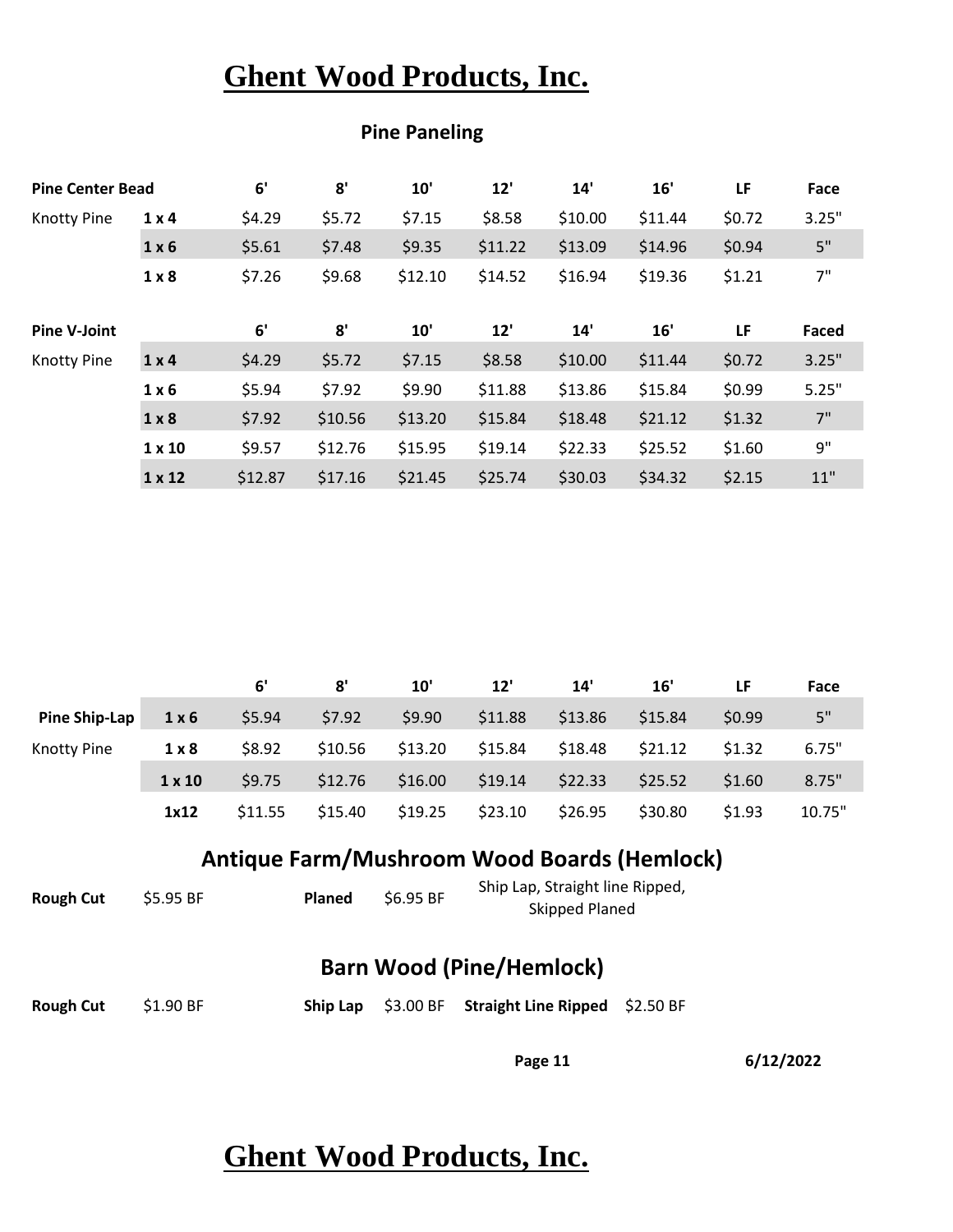# Ghent Wood Products, Inc.

## Pine Paneling

| Pine Center Bead | | 6' | 8' | 10' | 12' | 14' | 16' | LF | Face |
|---|---|---|---|---|---|---|---|---|---|
| Knotty Pine | 1 x 4 | $4.29 | $5.72 | $7.15 | $8.58 | $10.00 | $11.44 | $0.72 | 3.25" |
| | 1 x 6 | $5.61 | $7.48 | $9.35 | $11.22 | $13.09 | $14.96 | $0.94 | 5" |
| | 1 x 8 | $7.26 | $9.68 | $12.10 | $14.52 | $16.94 | $19.36 | $1.21 | 7" |

| Pine V-Joint | | 6' | 8' | 10' | 12' | 14' | 16' | LF | Faced |
|---|---|---|---|---|---|---|---|---|---|
| Knotty Pine | 1 x 4 | $4.29 | $5.72 | $7.15 | $8.58 | $10.00 | $11.44 | $0.72 | 3.25" |
| | 1 x 6 | $5.94 | $7.92 | $9.90 | $11.88 | $13.86 | $15.84 | $0.99 | 5.25" |
| | 1 x 8 | $7.92 | $10.56 | $13.20 | $15.84 | $18.48 | $21.12 | $1.32 | 7" |
| | 1 x 10 | $9.57 | $12.76 | $15.95 | $19.14 | $22.33 | $25.52 | $1.60 | 9" |
| | 1 x 12 | $12.87 | $17.16 | $21.45 | $25.74 | $30.03 | $34.32 | $2.15 | 11" |

| | | 6' | 8' | 10' | 12' | 14' | 16' | LF | Face |
|---|---|---|---|---|---|---|---|---|---|
| Pine Ship-Lap | 1 x 6 | $5.94 | $7.92 | $9.90 | $11.88 | $13.86 | $15.84 | $0.99 | 5" |
| Knotty Pine | 1 x 8 | $8.92 | $10.56 | $13.20 | $15.84 | $18.48 | $21.12 | $1.32 | 6.75" |
| | 1 x 10 | $9.75 | $12.76 | $16.00 | $19.14 | $22.33 | $25.52 | $1.60 | 8.75" |
| | 1x12 | $11.55 | $15.40 | $19.25 | $23.10 | $26.95 | $30.80 | $1.93 | 10.75" |

## Antique Farm/Mushroom Wood Boards (Hemlock)

**Rough Cut** $5.95 BF **Planed** $6.95 BF Ship Lap, Straight line Ripped, Skipped Planed

## Barn Wood (Pine/Hemlock)

**Rough Cut** $1.90 BF **Ship Lap** $3.00 BF **Straight Line Ripped** $2.50 BF

# Ghent Wood Products, Inc.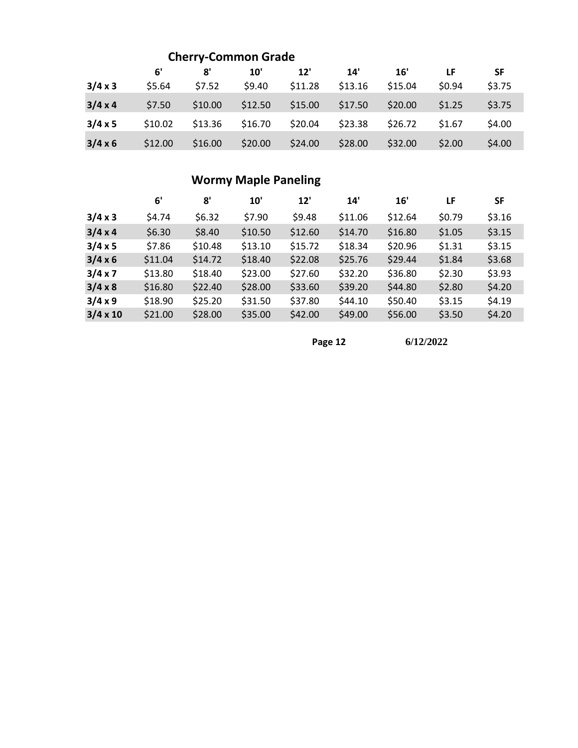## Cherry-Common Grade

| | 6' | 8' | 10' | 12' | 14' | 16' | LF | SF |
|---|---|---|---|---|---|---|---|---|
| **3/4 x 3** | $5.64 | $7.52 | $9.40 | $11.28 | $13.16 | $15.04 | $0.94 | $3.75 |
| **3/4 x 4** | $7.50 | $10.00 | $12.50 | $15.00 | $17.50 | $20.00 | $1.25 | $3.75 |
| **3/4 x 5** | $10.02 | $13.36 | $16.70 | $20.04 | $23.38 | $26.72 | $1.67 | $4.00 |
| **3/4 x 6** | $12.00 | $16.00 | $20.00 | $24.00 | $28.00 | $32.00 | $2.00 | $4.00 |

## Wormy Maple Paneling

| | 6' | 8' | 10' | 12' | 14' | 16' | LF | SF |
|---|---|---|---|---|---|---|---|---|
| **3/4 x 3** | $4.74 | $6.32 | $7.90 | $9.48 | $11.06 | $12.64 | $0.79 | $3.16 |
| **3/4 x 4** | $6.30 | $8.40 | $10.50 | $12.60 | $14.70 | $16.80 | $1.05 | $3.15 |
| **3/4 x 5** | $7.86 | $10.48 | $13.10 | $15.72 | $18.34 | $20.96 | $1.31 | $3.15 |
| **3/4 x 6** | $11.04 | $14.72 | $18.40 | $22.08 | $25.76 | $29.44 | $1.84 | $3.68 |
| **3/4 x 7** | $13.80 | $18.40 | $23.00 | $27.60 | $32.20 | $36.80 | $2.30 | $3.93 |
| **3/4 x 8** | $16.80 | $22.40 | $28.00 | $33.60 | $39.20 | $44.80 | $2.80 | $4.20 |
| **3/4 x 9** | $18.90 | $25.20 | $31.50 | $37.80 | $44.10 | $50.40 | $3.15 | $4.19 |
| **3/4 x 10** | $21.00 | $28.00 | $35.00 | $42.00 | $49.00 | $56.00 | $3.50 | $4.20 |

**6/12/2022**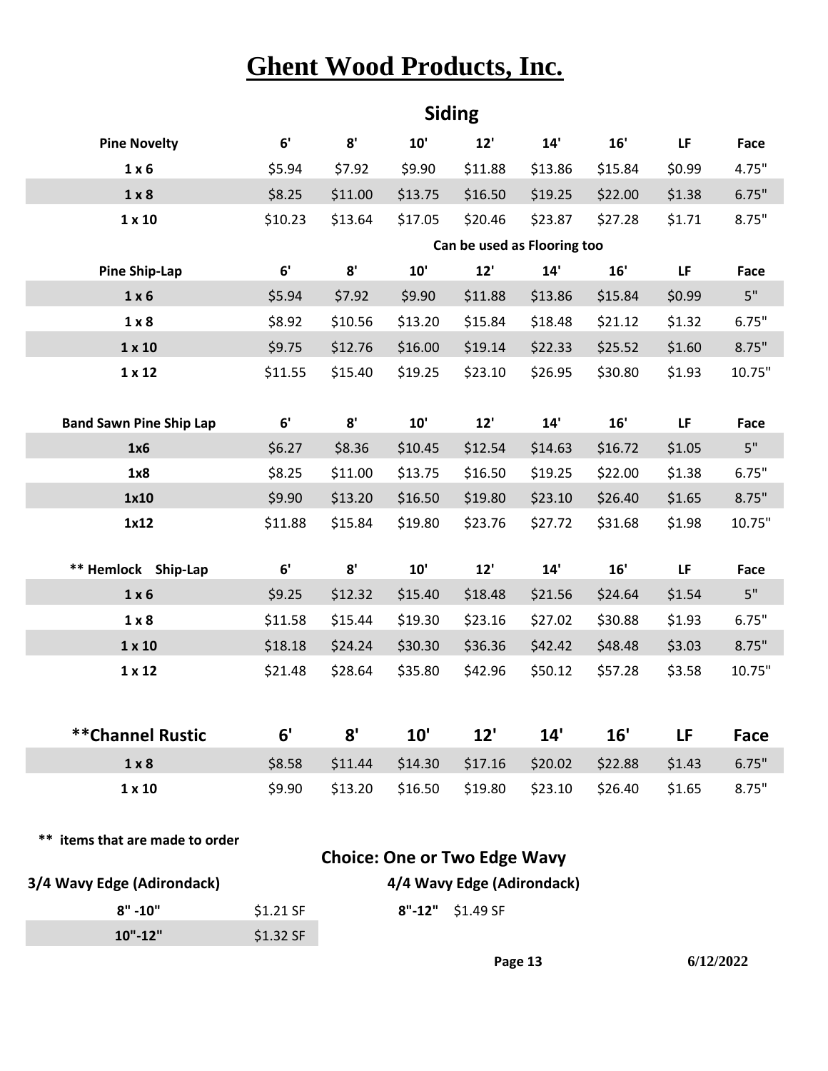# Ghent Wood Products, Inc.

## Siding

| Pine Novelty | 6' | 8' | 10' | 12' | 14' | 16' | LF | Face |
|---|---|---|---|---|---|---|---|---|
| 1 x 6 | $5.94 | $7.92 | $9.90 | $11.88 | $13.86 | $15.84 | $0.99 | 4.75" |
| 1 x 8 | $8.25 | $11.00 | $13.75 | $16.50 | $19.25 | $22.00 | $1.38 | 6.75" |
| 1 x 10 | $10.23 | $13.64 | $17.05 | $20.46 | $23.87 | $27.28 | $1.71 | 8.75" |

**Can be used as Flooring too**

| Pine Ship-Lap | 6' | 8' | 10' | 12' | 14' | 16' | LF | Face |
|---|---|---|---|---|---|---|---|---|
| 1 x 6 | $5.94 | $7.92 | $9.90 | $11.88 | $13.86 | $15.84 | $0.99 | 5" |
| 1 x 8 | $8.92 | $10.56 | $13.20 | $15.84 | $18.48 | $21.12 | $1.32 | 6.75" |
| 1 x 10 | $9.75 | $12.76 | $16.00 | $19.14 | $22.33 | $25.52 | $1.60 | 8.75" |
| 1 x 12 | $11.55 | $15.40 | $19.25 | $23.10 | $26.95 | $30.80 | $1.93 | 10.75" |

| Band Sawn Pine Ship Lap | 6' | 8' | 10' | 12' | 14' | 16' | LF | Face |
|---|---|---|---|---|---|---|---|---|
| 1x6 | $6.27 | $8.36 | $10.45 | $12.54 | $14.63 | $16.72 | $1.05 | 5" |
| 1x8 | $8.25 | $11.00 | $13.75 | $16.50 | $19.25 | $22.00 | $1.38 | 6.75" |
| 1x10 | $9.90 | $13.20 | $16.50 | $19.80 | $23.10 | $26.40 | $1.65 | 8.75" |
| 1x12 | $11.88 | $15.84 | $19.80 | $23.76 | $27.72 | $31.68 | $1.98 | 10.75" |

| ** Hemlock Ship-Lap | 6' | 8' | 10' | 12' | 14' | 16' | LF | Face |
|---|---|---|---|---|---|---|---|---|
| 1 x 6 | $9.25 | $12.32 | $15.40 | $18.48 | $21.56 | $24.64 | $1.54 | 5" |
| 1 x 8 | $11.58 | $15.44 | $19.30 | $23.16 | $27.02 | $30.88 | $1.93 | 6.75" |
| 1 x 10 | $18.18 | $24.24 | $30.30 | $36.36 | $42.42 | $48.48 | $3.03 | 8.75" |
| 1 x 12 | $21.48 | $28.64 | $35.80 | $42.96 | $50.12 | $57.28 | $3.58 | 10.75" |

| **Channel Rustic | 6' | 8' | 10' | 12' | 14' | 16' | LF | Face |
|---|---|---|---|---|---|---|---|---|
| 1 x 8 | $8.58 | $11.44 | $14.30 | $17.16 | $20.02 | $22.88 | $1.43 | 6.75" |
| 1 x 10 | $9.90 | $13.20 | $16.50 | $19.80 | $23.10 | $26.40 | $1.65 | 8.75" |

** items that are made to order

**Choice: One or Two Edge Wavy**

| 3/4 Wavy Edge (Adirondack) | |
|---|---|
| 8" -10" | $1.21 SF |
| 10"-12" | $1.32 SF |

| 4/4 Wavy Edge (Adirondack) | |
|---|---|
| 8"-12" | $1.49 SF |

6/12/2022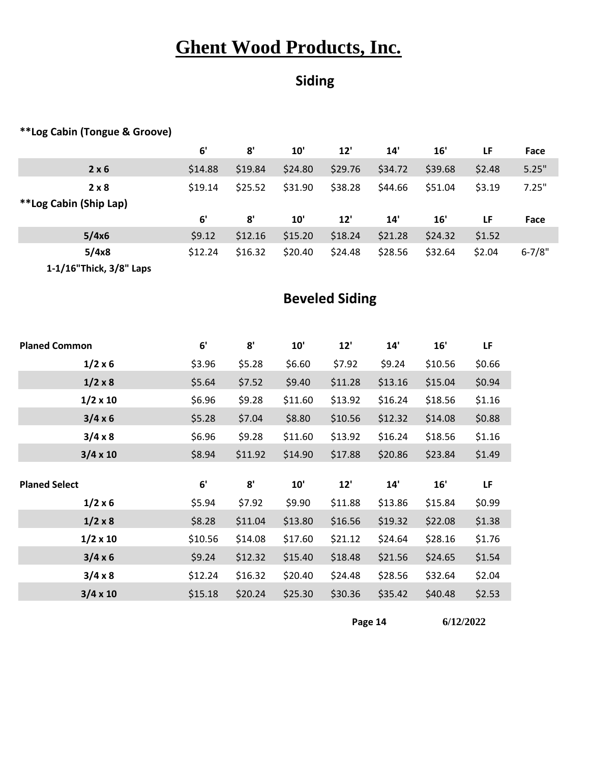# Ghent Wood Products, Inc.

## Siding

**\*\*Log Cabin (Tongue & Groove)**

| | 6' | 8' | 10' | 12' | 14' | 16' | LF | Face |
|---|---|---|---|---|---|---|---|---|
| 2 x 6 | $14.88 | $19.84 | $24.80 | $29.76 | $34.72 | $39.68 | $2.48 | 5.25" |
| 2 x 8 | $19.14 | $25.52 | $31.90 | $38.28 | $44.66 | $51.04 | $3.19 | 7.25" |

**\*\*Log Cabin (Ship Lap)**

| | 6' | 8' | 10' | 12' | 14' | 16' | LF | Face |
|---|---|---|---|---|---|---|---|---|
| 5/4x6 | $9.12 | $12.16 | $15.20 | $18.24 | $21.28 | $24.32 | $1.52 | |
| 5/4x8 | $12.24 | $16.32 | $20.40 | $24.48 | $28.56 | $32.64 | $2.04 | 6-7/8" |

**1-1/16"Thick, 3/8" Laps**

## Beveled Siding

| Planed Common | 6' | 8' | 10' | 12' | 14' | 16' | LF |
|---|---|---|---|---|---|---|---|
| 1/2 x 6 | $3.96 | $5.28 | $6.60 | $7.92 | $9.24 | $10.56 | $0.66 |
| 1/2 x 8 | $5.64 | $7.52 | $9.40 | $11.28 | $13.16 | $15.04 | $0.94 |
| 1/2 x 10 | $6.96 | $9.28 | $11.60 | $13.92 | $16.24 | $18.56 | $1.16 |
| 3/4 x 6 | $5.28 | $7.04 | $8.80 | $10.56 | $12.32 | $14.08 | $0.88 |
| 3/4 x 8 | $6.96 | $9.28 | $11.60 | $13.92 | $16.24 | $18.56 | $1.16 |
| 3/4 x 10 | $8.94 | $11.92 | $14.90 | $17.88 | $20.86 | $23.84 | $1.49 |

| Planed Select | 6' | 8' | 10' | 12' | 14' | 16' | LF |
|---|---|---|---|---|---|---|---|
| 1/2 x 6 | $5.94 | $7.92 | $9.90 | $11.88 | $13.86 | $15.84 | $0.99 |
| 1/2 x 8 | $8.28 | $11.04 | $13.80 | $16.56 | $19.32 | $22.08 | $1.38 |
| 1/2 x 10 | $10.56 | $14.08 | $17.60 | $21.12 | $24.64 | $28.16 | $1.76 |
| 3/4 x 6 | $9.24 | $12.32 | $15.40 | $18.48 | $21.56 | $24.65 | $1.54 |
| 3/4 x 8 | $12.24 | $16.32 | $20.40 | $24.48 | $28.56 | $32.64 | $2.04 |
| 3/4 x 10 | $15.18 | $20.24 | $25.30 | $30.36 | $35.42 | $40.48 | $2.53 |

6/12/2022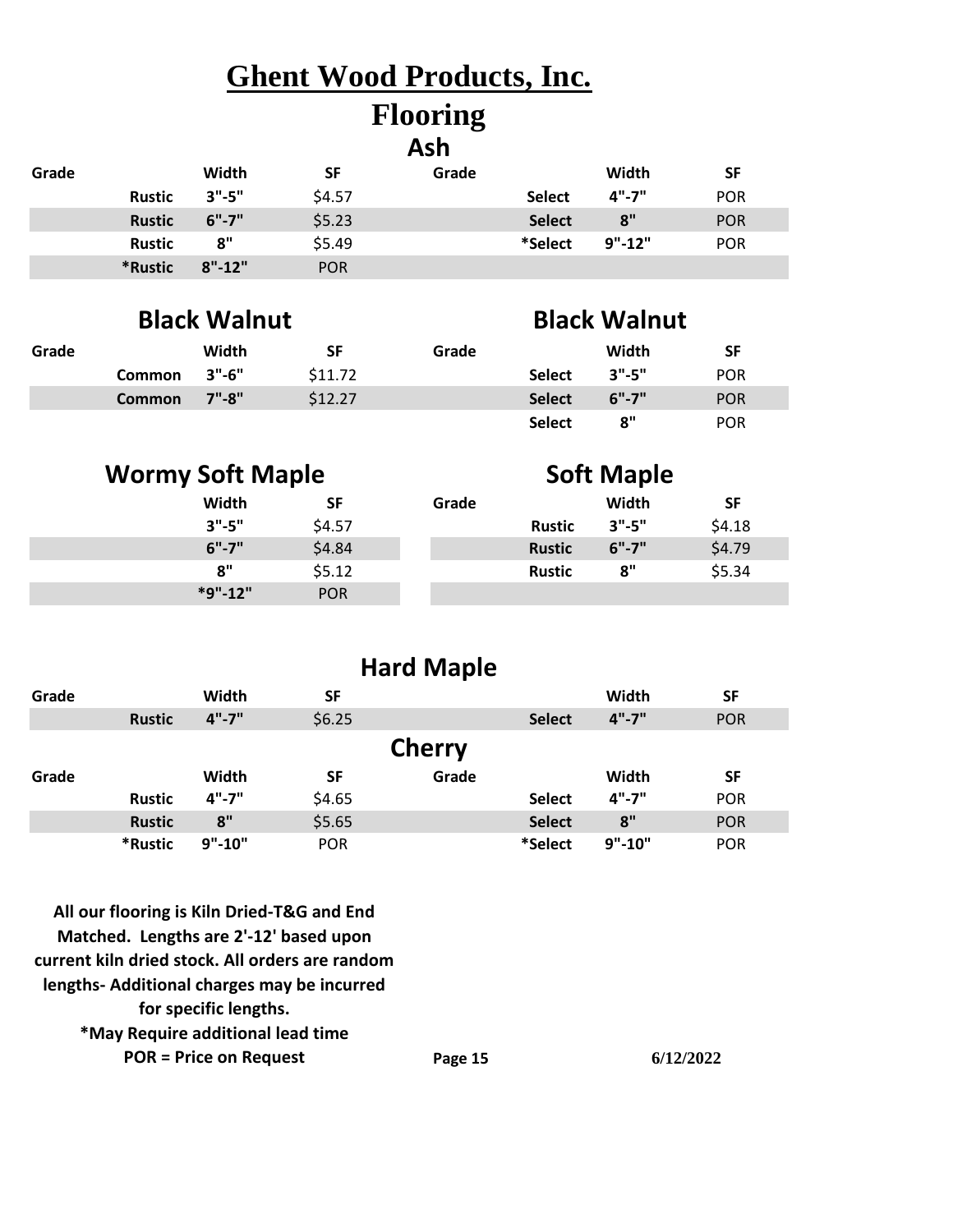# Ghent Wood Products, Inc.

## Flooring

### Ash

| Grade | | Width | SF | Grade | | Width | SF |
|---|---|---|---|---|---|---|---|
| | Rustic | 3"-5" | $4.57 | | Select | 4"-7" | POR |
| | Rustic | 6"-7" | $5.23 | | Select | 8" | POR |
| | Rustic | 8" | $5.49 | | *Select | 9"-12" | POR |
| | *Rustic | 8"-12" | POR | | | | |

### Black Walnut

| Grade | | Width | SF |
|---|---|---|---|
| | Common | 3"-6" | $11.72 |
| | Common | 7"-8" | $12.27 |

### Black Walnut

| Grade | | Width | SF |
|---|---|---|---|
| | Select | 3"-5" | POR |
| | Select | 6"-7" | POR |
| | Select | 8" | POR |

### Wormy Soft Maple

| Width | SF |
|---|---|
| 3"-5" | $4.57 |
| 6"-7" | $4.84 |
| 8" | $5.12 |
| *9"-12" | POR |

### Soft Maple

| Grade | | Width | SF |
|---|---|---|---|
| | Rustic | 3"-5" | $4.18 |
| | Rustic | 6"-7" | $4.79 |
| | Rustic | 8" | $5.34 |

### Hard Maple

| Grade | | Width | SF | | Width | SF |
|---|---|---|---|---|---|---|
| | Rustic | 4"-7" | $6.25 | Select | 4"-7" | POR |

### Cherry

| Grade | | Width | SF | Grade | | Width | SF |
|---|---|---|---|---|---|---|---|
| | Rustic | 4"-7" | $4.65 | | Select | 4"-7" | POR |
| | Rustic | 8" | $5.65 | | Select | 8" | POR |
| | *Rustic | 9"-10" | POR | | *Select | 9"-10" | POR |

**All our flooring is Kiln Dried-T&G and End Matched. Lengths are 2'-12' based upon current kiln dried stock. All orders are random lengths- Additional charges may be incurred for specific lengths.**

**\*May Require additional lead time**

**POR = Price on Request**

**6/12/2022**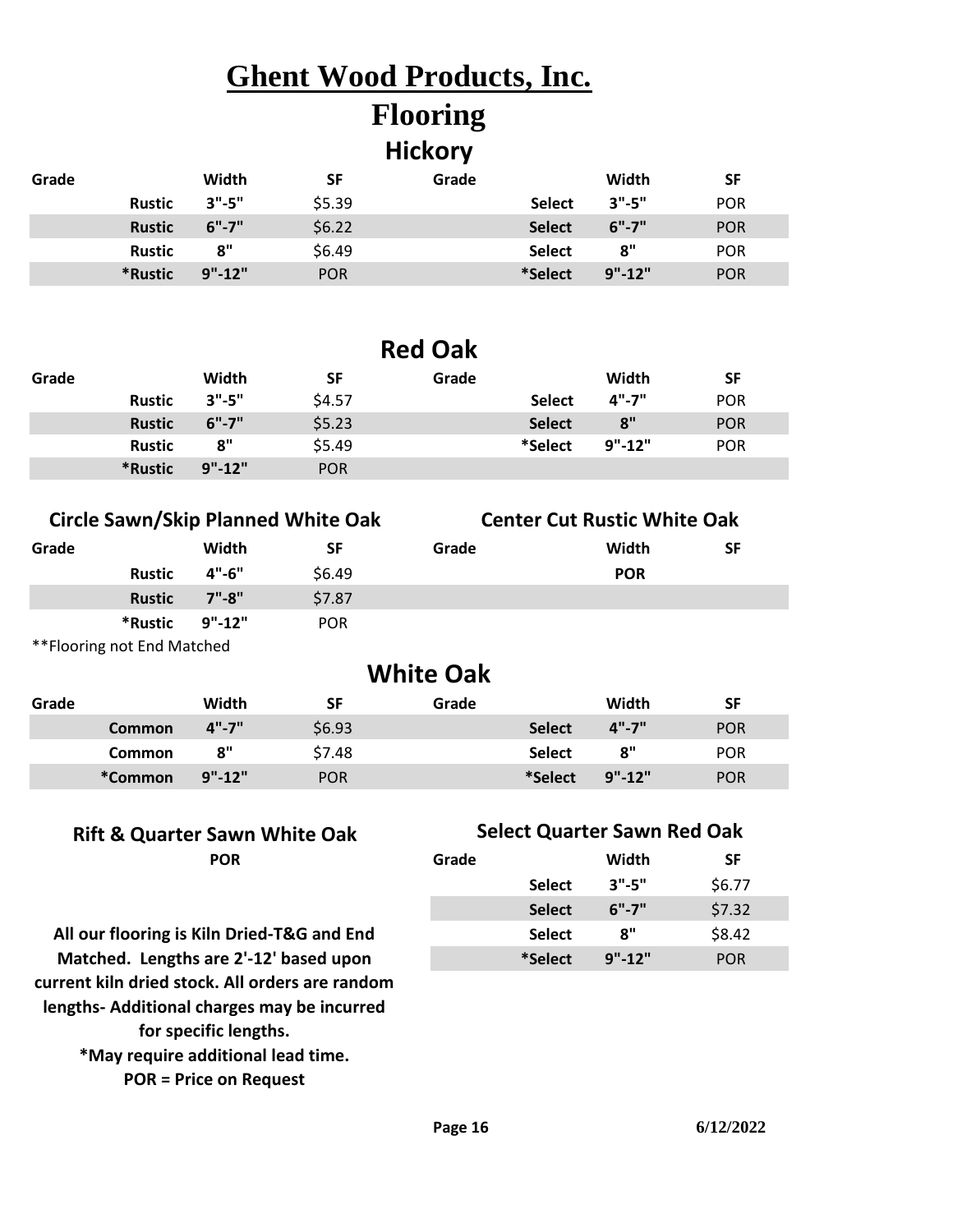# Ghent Wood Products, Inc.

# Flooring

## Hickory

| Grade | | Width | SF | Grade | | Width | SF |
|---|---|---|---|---|---|---|---|
| | Rustic | 3"-5" | $5.39 | | Select | 3"-5" | POR |
| | Rustic | 6"-7" | $6.22 | | Select | 6"-7" | POR |
| | Rustic | 8" | $6.49 | | Select | 8" | POR |
| | *Rustic | 9"-12" | POR | | *Select | 9"-12" | POR |

## Red Oak

| Grade | | Width | SF | Grade | | Width | SF |
|---|---|---|---|---|---|---|---|
| | Rustic | 3"-5" | $4.57 | | Select | 4"-7" | POR |
| | Rustic | 6"-7" | $5.23 | | Select | 8" | POR |
| | Rustic | 8" | $5.49 | | *Select | 9"-12" | POR |
| | *Rustic | 9"-12" | POR | | | | |

## Circle Sawn/Skip Planned White Oak

| Grade | | Width | SF |
|---|---|---|---|
| | Rustic | 4"-6" | $6.49 |
| | Rustic | 7"-8" | $7.87 |
| | *Rustic | 9"-12" | POR |

**Flooring not End Matched

## Center Cut Rustic White Oak

| Grade | Width | SF |
|---|---|---|
| | POR | |

## White Oak

| Grade | | Width | SF | Grade | | Width | SF |
|---|---|---|---|---|---|---|---|
| | Common | 4"-7" | $6.93 | | Select | 4"-7" | POR |
| | Common | 8" | $7.48 | | Select | 8" | POR |
| | *Common | 9"-12" | POR | | *Select | 9"-12" | POR |

## Rift & Quarter Sawn White Oak

**POR**

## Select Quarter Sawn Red Oak

| Grade | | Width | SF |
|---|---|---|---|
| | Select | 3"-5" | $6.77 |
| | Select | 6"-7" | $7.32 |
| | Select | 8" | $8.42 |
| | *Select | 9"-12" | POR |

**All our flooring is Kiln Dried-T&G and End Matched. Lengths are 2'-12' based upon current kiln dried stock. All orders are random lengths- Additional charges may be incurred for specific lengths.**

***May require additional lead time.**

**POR = Price on Request**

6/12/2022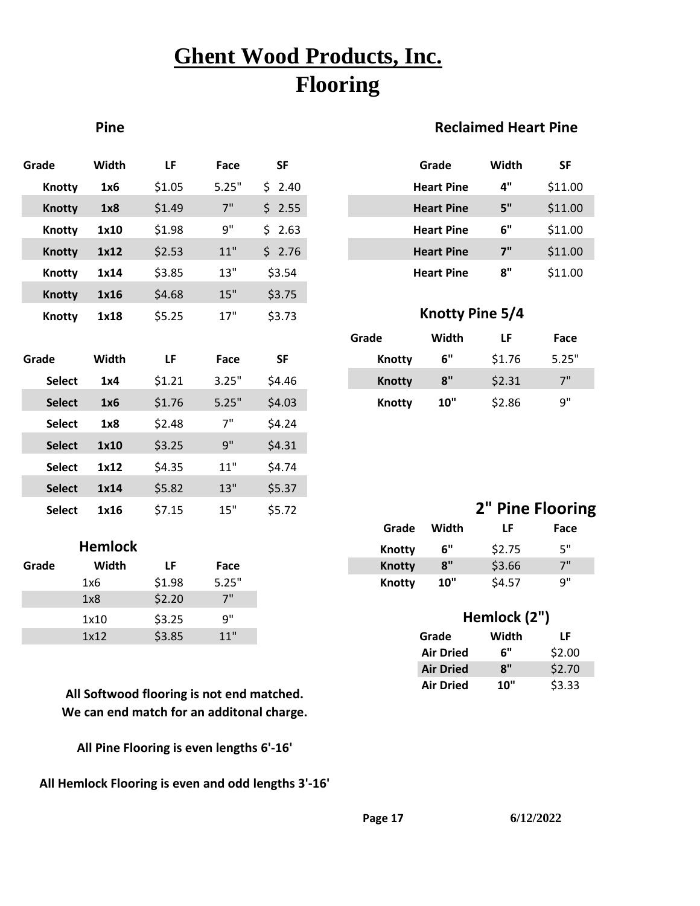# Ghent Wood Products, Inc.
# Flooring

## Pine

| Grade | Width | LF | Face | SF |
|---|---|---|---|---|
| Knotty | 1x6 | $1.05 | 5.25" | $ 2.40 |
| Knotty | 1x8 | $1.49 | 7" | $ 2.55 |
| Knotty | 1x10 | $1.98 | 9" | $ 2.63 |
| Knotty | 1x12 | $2.53 | 11" | $ 2.76 |
| Knotty | 1x14 | $3.85 | 13" | $3.54 |
| Knotty | 1x16 | $4.68 | 15" | $3.75 |
| Knotty | 1x18 | $5.25 | 17" | $3.73 |

| Grade | Width | LF | Face | SF |
|---|---|---|---|---|
| Select | 1x4 | $1.21 | 3.25" | $4.46 |
| Select | 1x6 | $1.76 | 5.25" | $4.03 |
| Select | 1x8 | $2.48 | 7" | $4.24 |
| Select | 1x10 | $3.25 | 9" | $4.31 |
| Select | 1x12 | $4.35 | 11" | $4.74 |
| Select | 1x14 | $5.82 | 13" | $5.37 |
| Select | 1x16 | $7.15 | 15" | $5.72 |

## Hemlock

| Grade | Width | LF | Face |
|---|---|---|---|
| | 1x6 | $1.98 | 5.25" |
| | 1x8 | $2.20 | 7" |
| | 1x10 | $3.25 | 9" |
| | 1x12 | $3.85 | 11" |

**All Softwood flooring is not end matched.**
**We can end match for an additonal charge.**

**All Pine Flooring is even lengths 6'-16'**

**All Hemlock Flooring is even and odd lengths 3'-16'**

## Reclaimed Heart Pine

| Grade | Width | SF |
|---|---|---|
| Heart Pine | 4" | $11.00 |
| Heart Pine | 5" | $11.00 |
| Heart Pine | 6" | $11.00 |
| Heart Pine | 7" | $11.00 |
| Heart Pine | 8" | $11.00 |

## Knotty Pine 5/4

| Grade | Width | LF | Face |
|---|---|---|---|
| Knotty | 6" | $1.76 | 5.25" |
| Knotty | 8" | $2.31 | 7" |
| Knotty | 10" | $2.86 | 9" |

## 2" Pine Flooring

| Grade | Width | LF | Face |
|---|---|---|---|
| Knotty | 6" | $2.75 | 5" |
| Knotty | 8" | $3.66 | 7" |
| Knotty | 10" | $4.57 | 9" |

## Hemlock (2")

| Grade | Width | LF |
|---|---|---|
| Air Dried | 6" | $2.00 |
| Air Dried | 8" | $2.70 |
| Air Dried | 10" | $3.33 |

6/12/2022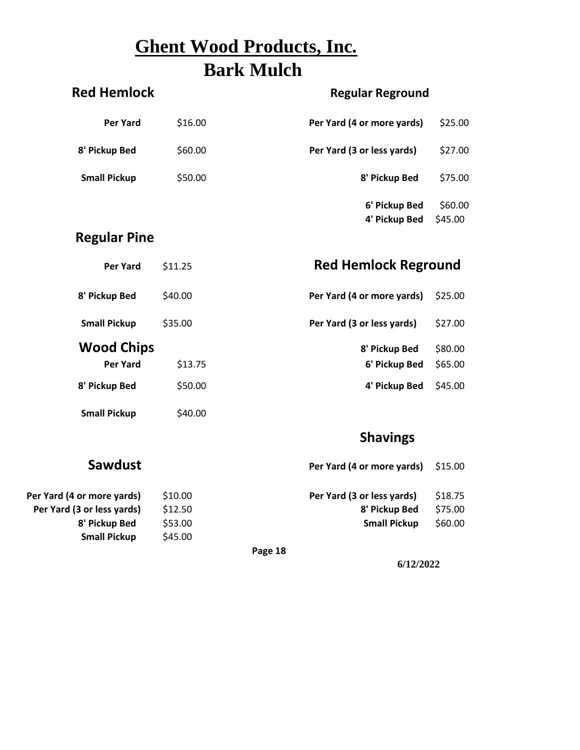# Ghent Wood Products, Inc.

## Bark Mulch

### Red Hemlock

| | |
|---|---|
| Per Yard | $16.00 |
| 8' Pickup Bed | $60.00 |
| Small Pickup | $50.00 |

### Regular Pine

| | |
|---|---|
| Per Yard | $11.25 |
| 8' Pickup Bed | $40.00 |
| Small Pickup | $35.00 |

### Wood Chips

| | |
|---|---|
| Per Yard | $13.75 |
| 8' Pickup Bed | $50.00 |
| Small Pickup | $40.00 |

### Sawdust

| | |
|---|---|
| Per Yard (4 or more yards) | $10.00 |
| Per Yard (3 or less yards) | $12.50 |
| 8' Pickup Bed | $53.00 |
| Small Pickup | $45.00 |

### Regular Reground

| | |
|---|---|
| Per Yard (4 or more yards) | $25.00 |
| Per Yard (3 or less yards) | $27.00 |
| 8' Pickup Bed | $75.00 |
| 6' Pickup Bed | $60.00 |
| 4' Pickup Bed | $45.00 |

### Red Hemlock Reground

| | |
|---|---|
| Per Yard (4 or more yards) | $25.00 |
| Per Yard (3 or less yards) | $27.00 |
| 8' Pickup Bed | $80.00 |
| 6' Pickup Bed | $65.00 |
| 4' Pickup Bed | $45.00 |

### Shavings

| | |
|---|---|
| Per Yard (4 or more yards) | $15.00 |
| Per Yard (3 or less yards) | $18.75 |
| 8' Pickup Bed | $75.00 |
| Small Pickup | $60.00 |

6/12/2022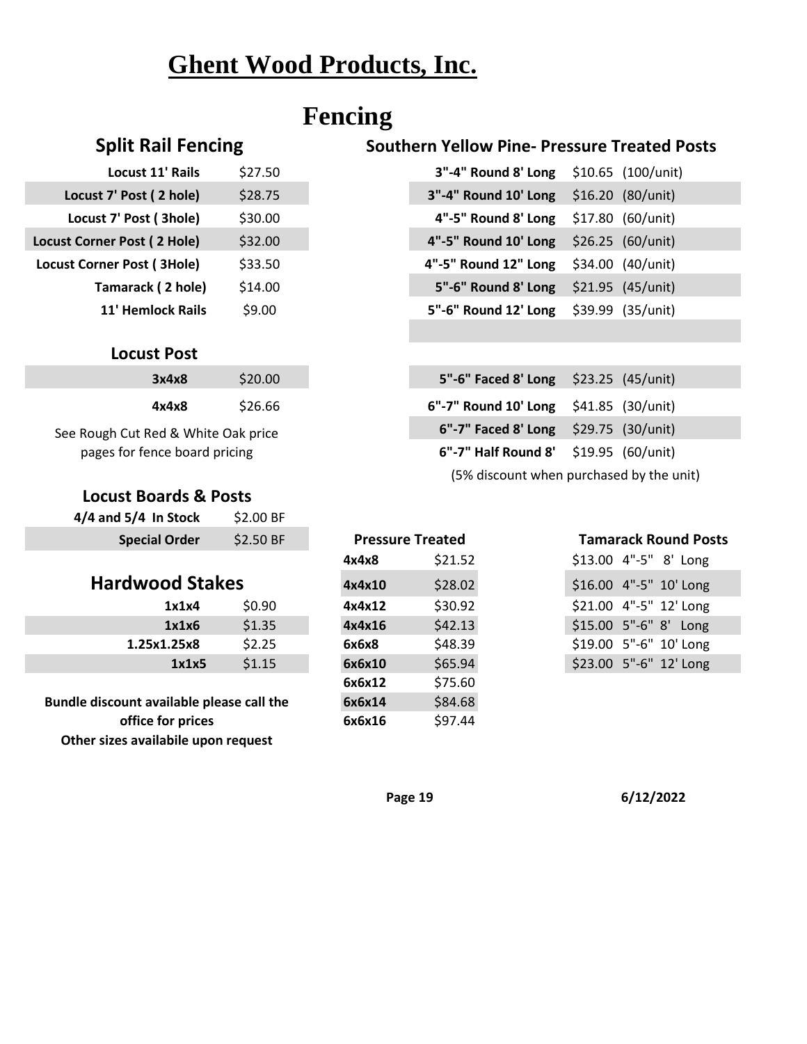# Ghent Wood Products, Inc.

# Fencing

## Split Rail Fencing

| Item | Price |
|---|---|
| Locust 11' Rails | $27.50 |
| Locust 7' Post ( 2 hole) | $28.75 |
| Locust 7' Post ( 3hole) | $30.00 |
| Locust Corner Post ( 2 Hole) | $32.00 |
| Locust Corner Post ( 3Hole) | $33.50 |
| Tamarack ( 2 hole) | $14.00 |
| 11' Hemlock Rails | $9.00 |

## Locust Post

| Size | Price |
|---|---|
| 3x4x8 | $20.00 |
| 4x4x8 | $26.66 |

See Rough Cut Red & White Oak price pages for fence board pricing

## Locust Boards & Posts

| Item | Price |
|---|---|
| 4/4 and 5/4 In Stock | $2.00 BF |
| Special Order | $2.50 BF |

## Hardwood Stakes

| Size | Price |
|---|---|
| 1x1x4 | $0.90 |
| 1x1x6 | $1.35 |
| 1.25x1.25x8 | $2.25 |
| 1x1x5 | $1.15 |

**Bundle discount available please call the office for prices**

**Other sizes availabile upon request**

## Southern Yellow Pine- Pressure Treated Posts

| Item | Price | Unit |
|---|---|---|
| 3"-4" Round 8' Long | $10.65 | (100/unit) |
| 3"-4" Round 10' Long | $16.20 | (80/unit) |
| 4"-5" Round 8' Long | $17.80 | (60/unit) |
| 4"-5" Round 10' Long | $26.25 | (60/unit) |
| 4"-5" Round 12' Long | $34.00 | (40/unit) |
| 5"-6" Round 8' Long | $21.95 | (45/unit) |
| 5"-6" Round 12' Long | $39.99 | (35/unit) |
| | | |
| 5"-6" Faced 8' Long | $23.25 | (45/unit) |
| 6"-7" Round 10' Long | $41.85 | (30/unit) |
| 6"-7" Faced 8' Long | $29.75 | (30/unit) |
| 6"-7" Half Round 8' | $19.95 | (60/unit) |

(5% discount when purchased by the unit)

## Pressure Treated

| Size | Price |
|---|---|
| 4x4x8 | $21.52 |
| 4x4x10 | $28.02 |
| 4x4x12 | $30.92 |
| 4x4x16 | $42.13 |
| 6x6x8 | $48.39 |
| 6x6x10 | $65.94 |
| 6x6x12 | $75.60 |
| 6x6x14 | $84.68 |
| 6x6x16 | $97.44 |

## Tamarack Round Posts

| Price | Size |
|---|---|
| $13.00 | 4"-5" 8' Long |
| $16.00 | 4"-5" 10' Long |
| $21.00 | 4"-5" 12' Long |
| $15.00 | 5"-6" 8' Long |
| $19.00 | 5"-6" 10' Long |
| $23.00 | 5"-6" 12' Long |

6/12/2022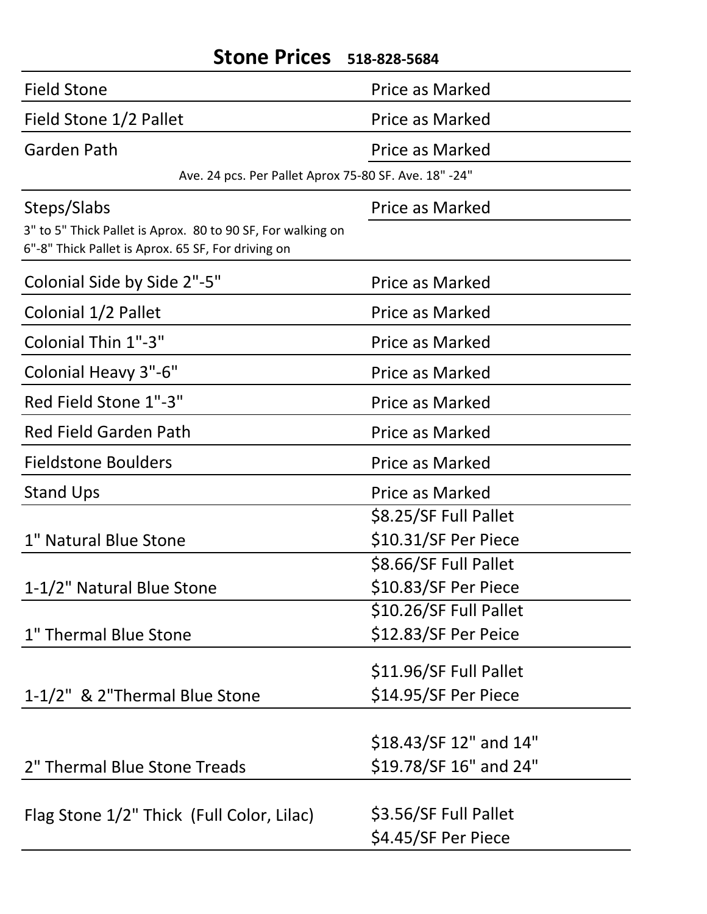# Stone Prices 518-828-5684

| | |
|---|---|
| Field Stone | Price as Marked |
| Field Stone 1/2 Pallet | Price as Marked |
| Garden Path | Price as Marked |
| Ave. 24 pcs. Per Pallet Aprox 75-80 SF. Ave. 18" -24" | |
| Steps/Slabs<br>3" to 5" Thick Pallet is Aprox. 80 to 90 SF, For walking on<br>6"-8" Thick Pallet is Aprox. 65 SF, For driving on | Price as Marked |
| Colonial Side by Side 2"-5" | Price as Marked |
| Colonial 1/2 Pallet | Price as Marked |
| Colonial Thin 1"-3" | Price as Marked |
| Colonial Heavy 3"-6" | Price as Marked |
| Red Field Stone 1"-3" | Price as Marked |
| Red Field Garden Path | Price as Marked |
| Fieldstone Boulders | Price as Marked |
| Stand Ups | Price as Marked |
| 1" Natural Blue Stone | $8.25/SF Full Pallet<br>$10.31/SF Per Piece |
| 1-1/2" Natural Blue Stone | $8.66/SF Full Pallet<br>$10.83/SF Per Piece |
| 1" Thermal Blue Stone | $10.26/SF Full Pallet<br>$12.83/SF Per Peice |
| 1-1/2" & 2"Thermal Blue Stone | $11.96/SF Full Pallet<br>$14.95/SF Per Piece |
| 2" Thermal Blue Stone Treads | $18.43/SF 12" and 14"<br>$19.78/SF 16" and 24" |
| Flag Stone 1/2" Thick (Full Color, Lilac) | $3.56/SF Full Pallet<br>$4.45/SF Per Piece |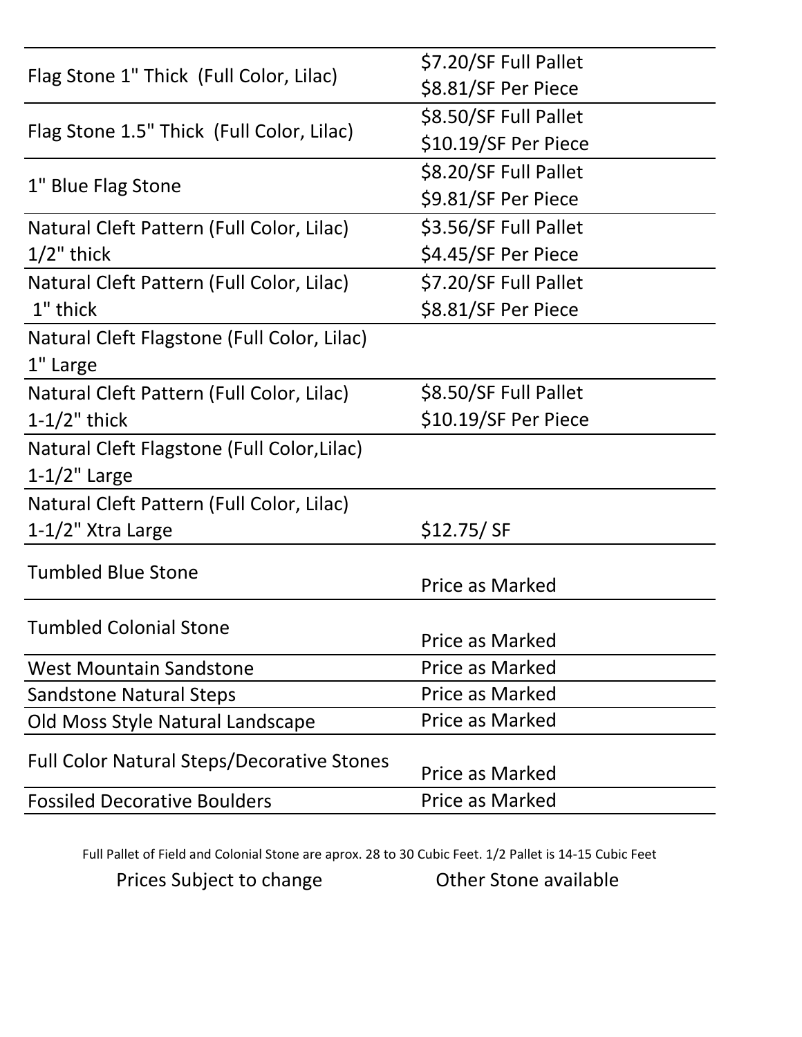| | |
|---|---|
| Flag Stone 1" Thick (Full Color, Lilac) | $7.20/SF Full Pallet<br>$8.81/SF Per Piece |
| Flag Stone 1.5" Thick (Full Color, Lilac) | $8.50/SF Full Pallet<br>$10.19/SF Per Piece |
| 1" Blue Flag Stone | $8.20/SF Full Pallet<br>$9.81/SF Per Piece |
| Natural Cleft Pattern (Full Color, Lilac)<br>1/2" thick | $3.56/SF Full Pallet<br>$4.45/SF Per Piece |
| Natural Cleft Pattern (Full Color, Lilac)<br>1" thick | $7.20/SF Full Pallet<br>$8.81/SF Per Piece |
| Natural Cleft Flagstone (Full Color, Lilac)<br>1" Large | |
| Natural Cleft Pattern (Full Color, Lilac)<br>1-1/2" thick | $8.50/SF Full Pallet<br>$10.19/SF Per Piece |
| Natural Cleft Flagstone (Full Color,Lilac)<br>1-1/2" Large | |
| Natural Cleft Pattern (Full Color, Lilac)<br>1-1/2" Xtra Large | $12.75/ SF |
| Tumbled Blue Stone | Price as Marked |
| Tumbled Colonial Stone | Price as Marked |
| West Mountain Sandstone | Price as Marked |
| Sandstone Natural Steps | Price as Marked |
| Old Moss Style Natural Landscape | Price as Marked |
| Full Color Natural Steps/Decorative Stones | Price as Marked |
| Fossiled Decorative Boulders | Price as Marked |

Full Pallet of Field and Colonial Stone are aprox. 28 to 30 Cubic Feet. 1/2 Pallet is 14-15 Cubic Feet

Prices Subject to change

Other Stone available